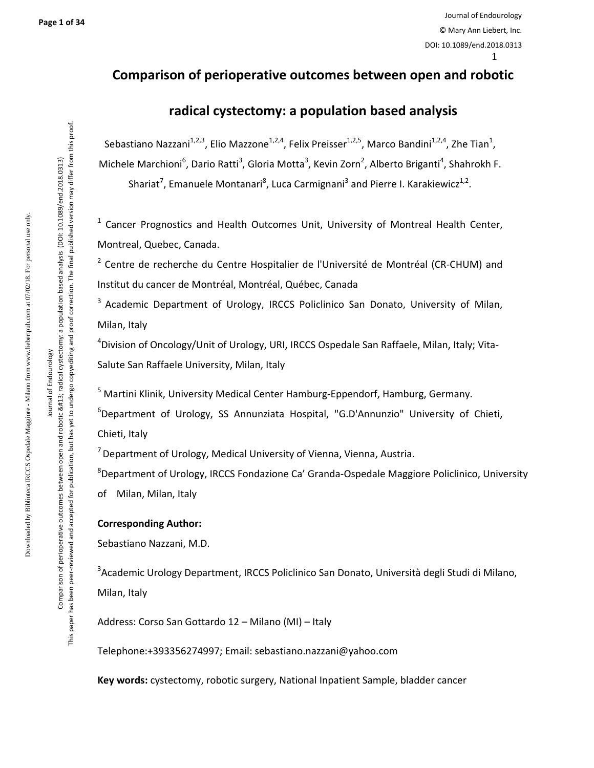# Comparison of perioperative outcomes between open and robotic radical cystectomy: a population based analysis

Sebastiano Nazzani[1,2,3], Elio Mazzone[1,2,4], Felix Preisser[1,2,5], Marco Bandini[1,2,4], Zhe Tian[1], Michele Marchioni[6], Dario Ratti[3], Gloria Motta[3], Kevin Zorn[2], Alberto Briganti[4], Shahrokh F. Shariat[7], Emanuele Montanari[8], Luca Carmignani[3] and Pierre I. Karakiewicz[1,2].

[1] Cancer Prognostics and Health Outcomes Unit, University of Montreal Health Center, Montreal, Quebec, Canada.

[2] Centre de recherche du Centre Hospitalier de l'Université de Montréal (CR-CHUM) and Institut du cancer de Montréal, Montréal, Québec, Canada

[3] Academic Department of Urology, IRCCS Policlinico San Donato, University of Milan, Milan, Italy

[4] Division of Oncology/Unit of Urology, URI, IRCCS Ospedale San Raffaele, Milan, Italy; Vita-Salute San Raffaele University, Milan, Italy

[5] Martini Klinik, University Medical Center Hamburg-Eppendorf, Hamburg, Germany.

[6] Department of Urology, SS Annunziata Hospital, "G.D'Annunzio" University of Chieti, Chieti, Italy

[7] Department of Urology, Medical University of Vienna, Vienna, Austria.

[8] Department of Urology, IRCCS Fondazione Ca' Granda-Ospedale Maggiore Policlinico, University of Milan, Milan, Italy

**Corresponding Author:**

Sebastiano Nazzani, M.D.

[3] Academic Urology Department, IRCCS Policlinico San Donato, Università degli Studi di Milano, Milan, Italy

Address: Corso San Gottardo 12 – Milano (MI) – Italy

Telephone:+393356274997; Email: sebastiano.nazzani@yahoo.com

**Key words:** cystectomy, robotic surgery, National Inpatient Sample, bladder cancer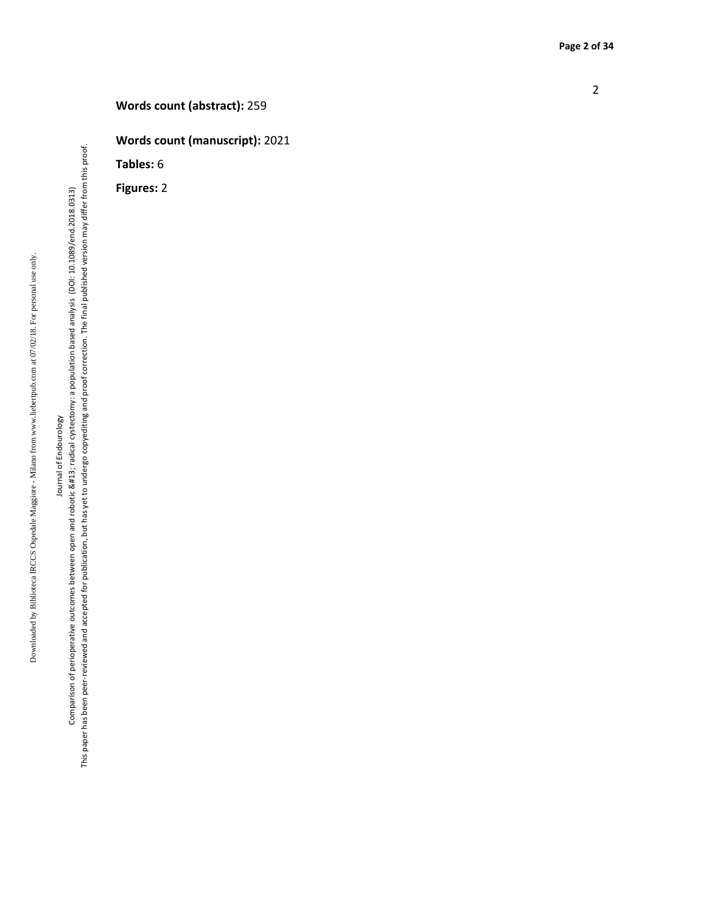**Words count (abstract):** 259

**Words count (manuscript):** 2021

**Tables:** 6

**Figures:** 2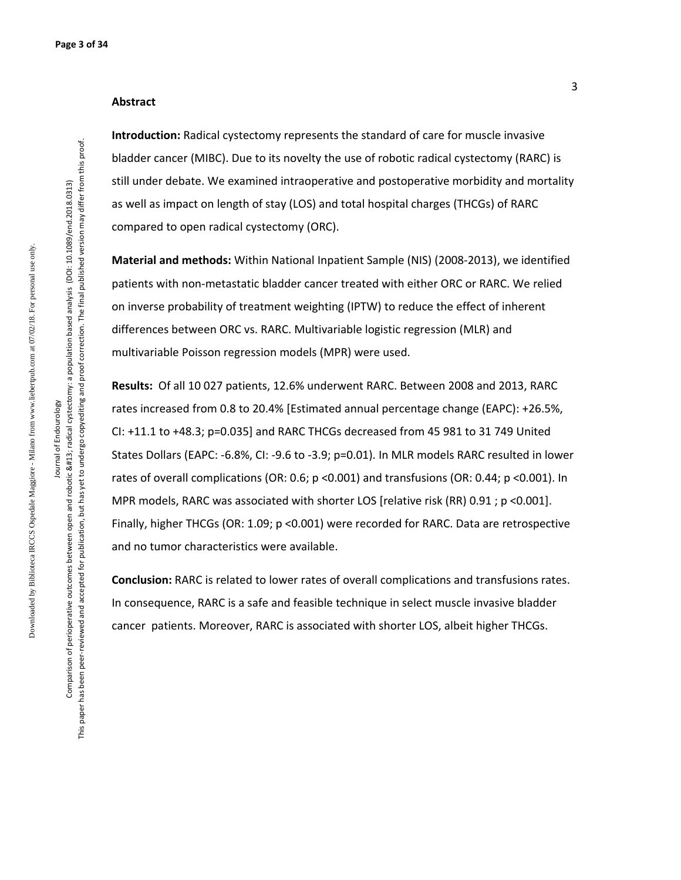## Abstract

**Introduction:** Radical cystectomy represents the standard of care for muscle invasive bladder cancer (MIBC). Due to its novelty the use of robotic radical cystectomy (RARC) is still under debate. We examined intraoperative and postoperative morbidity and mortality as well as impact on length of stay (LOS) and total hospital charges (THCGs) of RARC compared to open radical cystectomy (ORC).

**Material and methods:** Within National Inpatient Sample (NIS) (2008-2013), we identified patients with non-metastatic bladder cancer treated with either ORC or RARC. We relied on inverse probability of treatment weighting (IPTW) to reduce the effect of inherent differences between ORC vs. RARC. Multivariable logistic regression (MLR) and multivariable Poisson regression models (MPR) were used.

**Results:** Of all 10 027 patients, 12.6% underwent RARC. Between 2008 and 2013, RARC rates increased from 0.8 to 20.4% [Estimated annual percentage change (EAPC): +26.5%, CI: +11.1 to +48.3; p=0.035] and RARC THCGs decreased from 45 981 to 31 749 United States Dollars (EAPC: -6.8%, CI: -9.6 to -3.9; p=0.01). In MLR models RARC resulted in lower rates of overall complications (OR: 0.6; p <0.001) and transfusions (OR: 0.44; p <0.001). In MPR models, RARC was associated with shorter LOS [relative risk (RR) 0.91 ; p <0.001]. Finally, higher THCGs (OR: 1.09; p <0.001) were recorded for RARC. Data are retrospective and no tumor characteristics were available.

**Conclusion:** RARC is related to lower rates of overall complications and transfusions rates. In consequence, RARC is a safe and feasible technique in select muscle invasive bladder cancer patients. Moreover, RARC is associated with shorter LOS, albeit higher THCGs.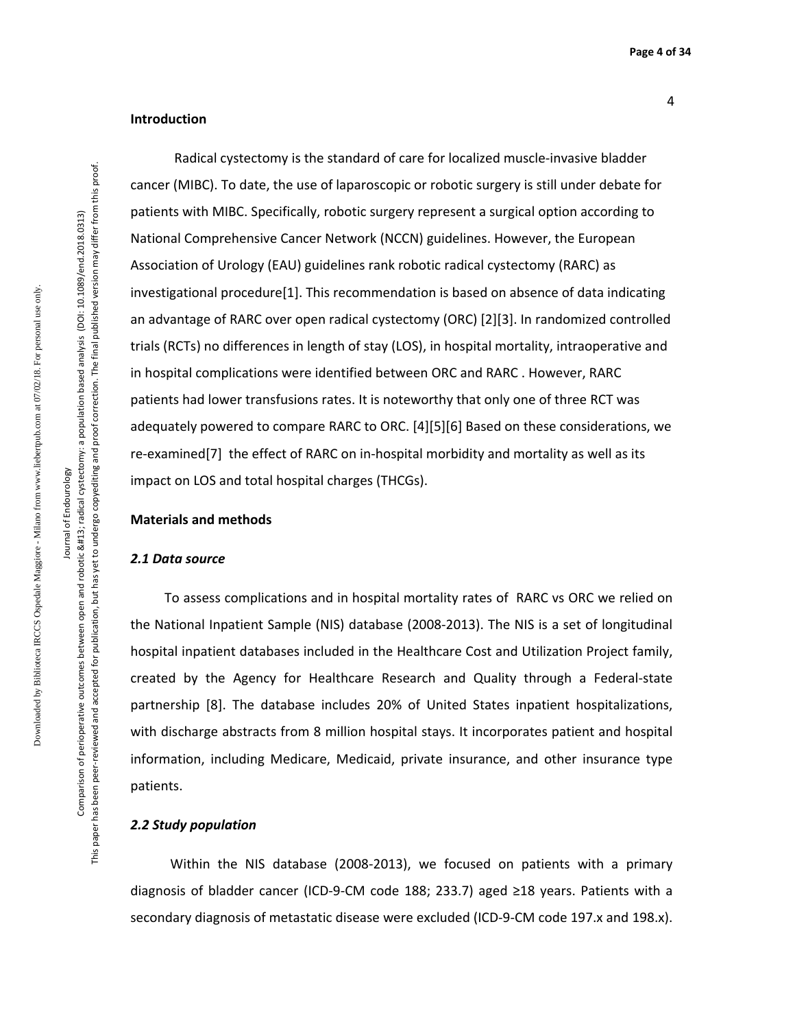## Introduction

Radical cystectomy is the standard of care for localized muscle-invasive bladder cancer (MIBC). To date, the use of laparoscopic or robotic surgery is still under debate for patients with MIBC. Specifically, robotic surgery represent a surgical option according to National Comprehensive Cancer Network (NCCN) guidelines. However, the European Association of Urology (EAU) guidelines rank robotic radical cystectomy (RARC) as investigational procedure[1]. This recommendation is based on absence of data indicating an advantage of RARC over open radical cystectomy (ORC) [2][3]. In randomized controlled trials (RCTs) no differences in length of stay (LOS), in hospital mortality, intraoperative and in hospital complications were identified between ORC and RARC . However, RARC patients had lower transfusions rates. It is noteworthy that only one of three RCT was adequately powered to compare RARC to ORC. [4][5][6] Based on these considerations, we re-examined[7] the effect of RARC on in-hospital morbidity and mortality as well as its impact on LOS and total hospital charges (THCGs).

## Materials and methods

### *2.1 Data source*

To assess complications and in hospital mortality rates of RARC vs ORC we relied on the National Inpatient Sample (NIS) database (2008-2013). The NIS is a set of longitudinal hospital inpatient databases included in the Healthcare Cost and Utilization Project family, created by the Agency for Healthcare Research and Quality through a Federal-state partnership [8]. The database includes 20% of United States inpatient hospitalizations, with discharge abstracts from 8 million hospital stays. It incorporates patient and hospital information, including Medicare, Medicaid, private insurance, and other insurance type patients.

### *2.2 Study population*

Within the NIS database (2008-2013), we focused on patients with a primary diagnosis of bladder cancer (ICD-9-CM code 188; 233.7) aged ≥18 years. Patients with a secondary diagnosis of metastatic disease were excluded (ICD-9-CM code 197.x and 198.x).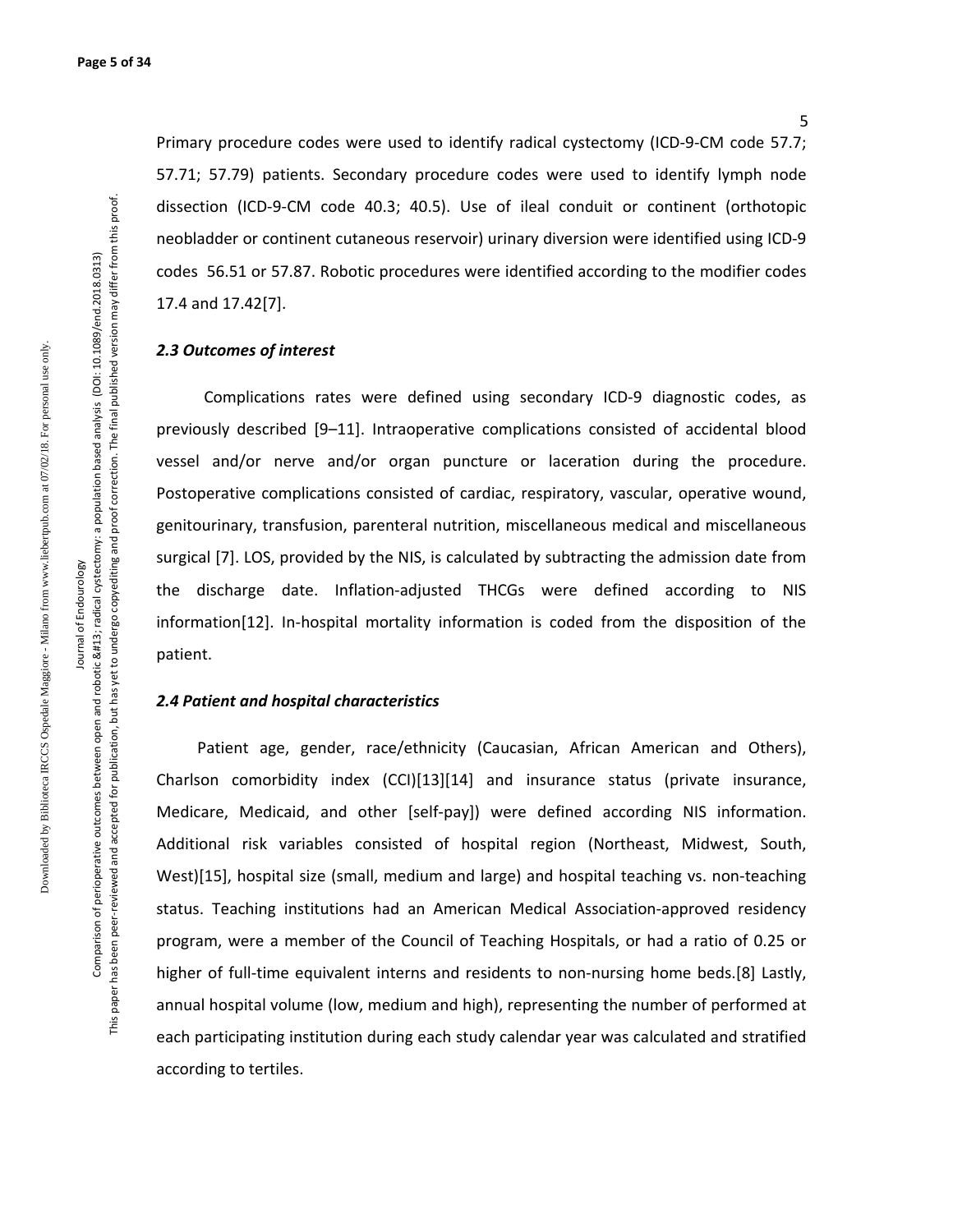Primary procedure codes were used to identify radical cystectomy (ICD-9-CM code 57.7; 57.71; 57.79) patients. Secondary procedure codes were used to identify lymph node dissection (ICD-9-CM code 40.3; 40.5). Use of ileal conduit or continent (orthotopic neobladder or continent cutaneous reservoir) urinary diversion were identified using ICD-9 codes 56.51 or 57.87. Robotic procedures were identified according to the modifier codes 17.4 and 17.42[7].

### *2.3 Outcomes of interest*

Complications rates were defined using secondary ICD-9 diagnostic codes, as previously described [9–11]. Intraoperative complications consisted of accidental blood vessel and/or nerve and/or organ puncture or laceration during the procedure. Postoperative complications consisted of cardiac, respiratory, vascular, operative wound, genitourinary, transfusion, parenteral nutrition, miscellaneous medical and miscellaneous surgical [7]. LOS, provided by the NIS, is calculated by subtracting the admission date from the discharge date. Inflation-adjusted THCGs were defined according to NIS information[12]. In-hospital mortality information is coded from the disposition of the patient.

### *2.4 Patient and hospital characteristics*

Patient age, gender, race/ethnicity (Caucasian, African American and Others), Charlson comorbidity index (CCI)[13][14] and insurance status (private insurance, Medicare, Medicaid, and other [self-pay]) were defined according NIS information. Additional risk variables consisted of hospital region (Northeast, Midwest, South, West)[15], hospital size (small, medium and large) and hospital teaching vs. non-teaching status. Teaching institutions had an American Medical Association-approved residency program, were a member of the Council of Teaching Hospitals, or had a ratio of 0.25 or higher of full-time equivalent interns and residents to non-nursing home beds.[8] Lastly, annual hospital volume (low, medium and high), representing the number of performed at each participating institution during each study calendar year was calculated and stratified according to tertiles.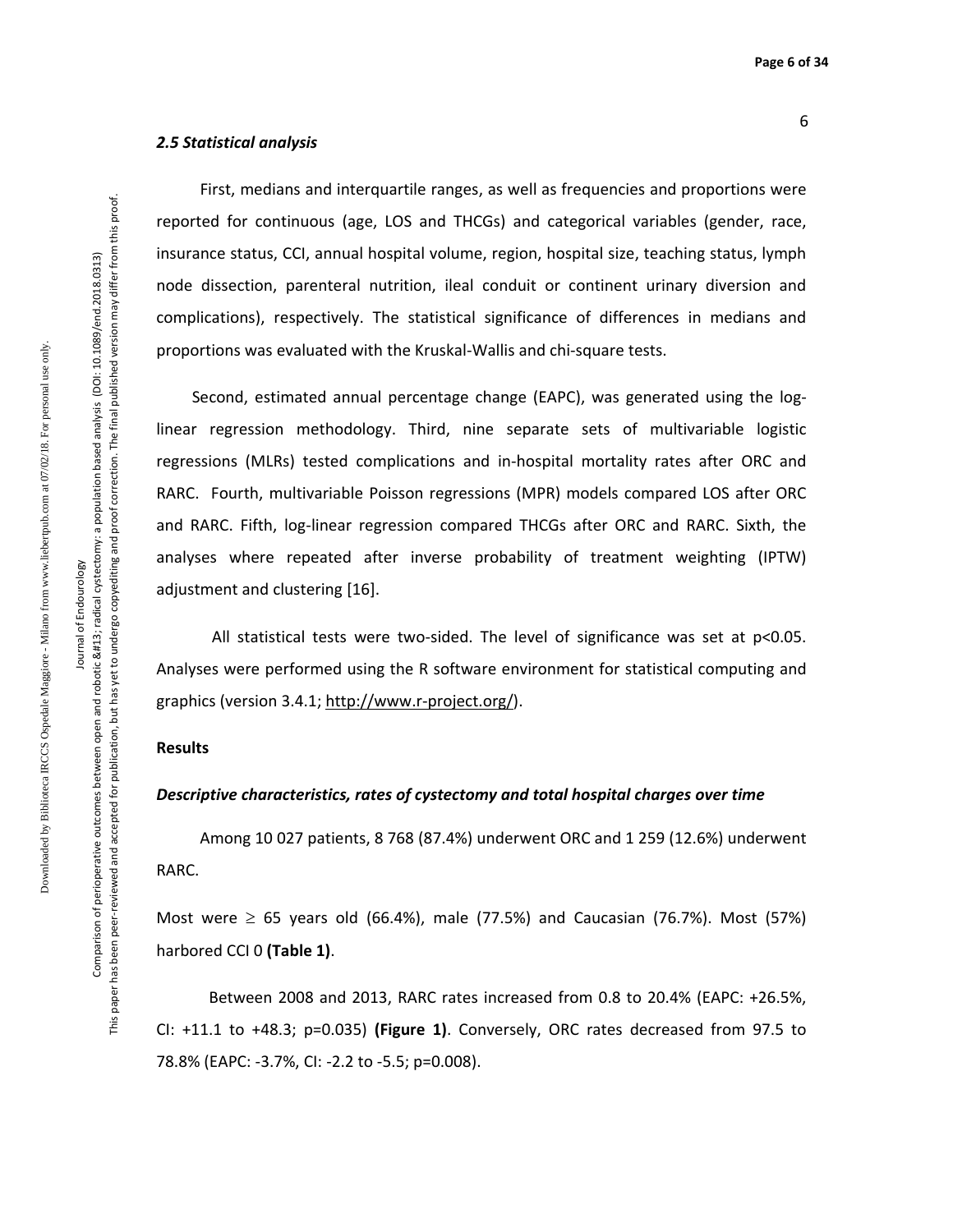### *2.5 Statistical analysis*

First, medians and interquartile ranges, as well as frequencies and proportions were reported for continuous (age, LOS and THCGs) and categorical variables (gender, race, insurance status, CCI, annual hospital volume, region, hospital size, teaching status, lymph node dissection, parenteral nutrition, ileal conduit or continent urinary diversion and complications), respectively. The statistical significance of differences in medians and proportions was evaluated with the Kruskal-Wallis and chi-square tests.

Second, estimated annual percentage change (EAPC), was generated using the log-linear regression methodology. Third, nine separate sets of multivariable logistic regressions (MLRs) tested complications and in-hospital mortality rates after ORC and RARC. Fourth, multivariable Poisson regressions (MPR) models compared LOS after ORC and RARC. Fifth, log-linear regression compared THCGs after ORC and RARC. Sixth, the analyses where repeated after inverse probability of treatment weighting (IPTW) adjustment and clustering [16].

All statistical tests were two-sided. The level of significance was set at $p<0.05$. Analyses were performed using the R software environment for statistical computing and graphics (version 3.4.1; http://www.r-project.org/).

## Results

### *Descriptive characteristics, rates of cystectomy and total hospital charges over time*

Among 10 027 patients, 8 768 (87.4%) underwent ORC and 1 259 (12.6%) underwent RARC.

Most were $\geq$ 65 years old (66.4%), male (77.5%) and Caucasian (76.7%). Most (57%) harbored CCI 0 **(Table 1)**.

Between 2008 and 2013, RARC rates increased from 0.8 to 20.4% (EAPC: +26.5%, CI: +11.1 to +48.3; p=0.035) **(Figure 1)**. Conversely, ORC rates decreased from 97.5 to 78.8% (EAPC: -3.7%, CI: -2.2 to -5.5; p=0.008).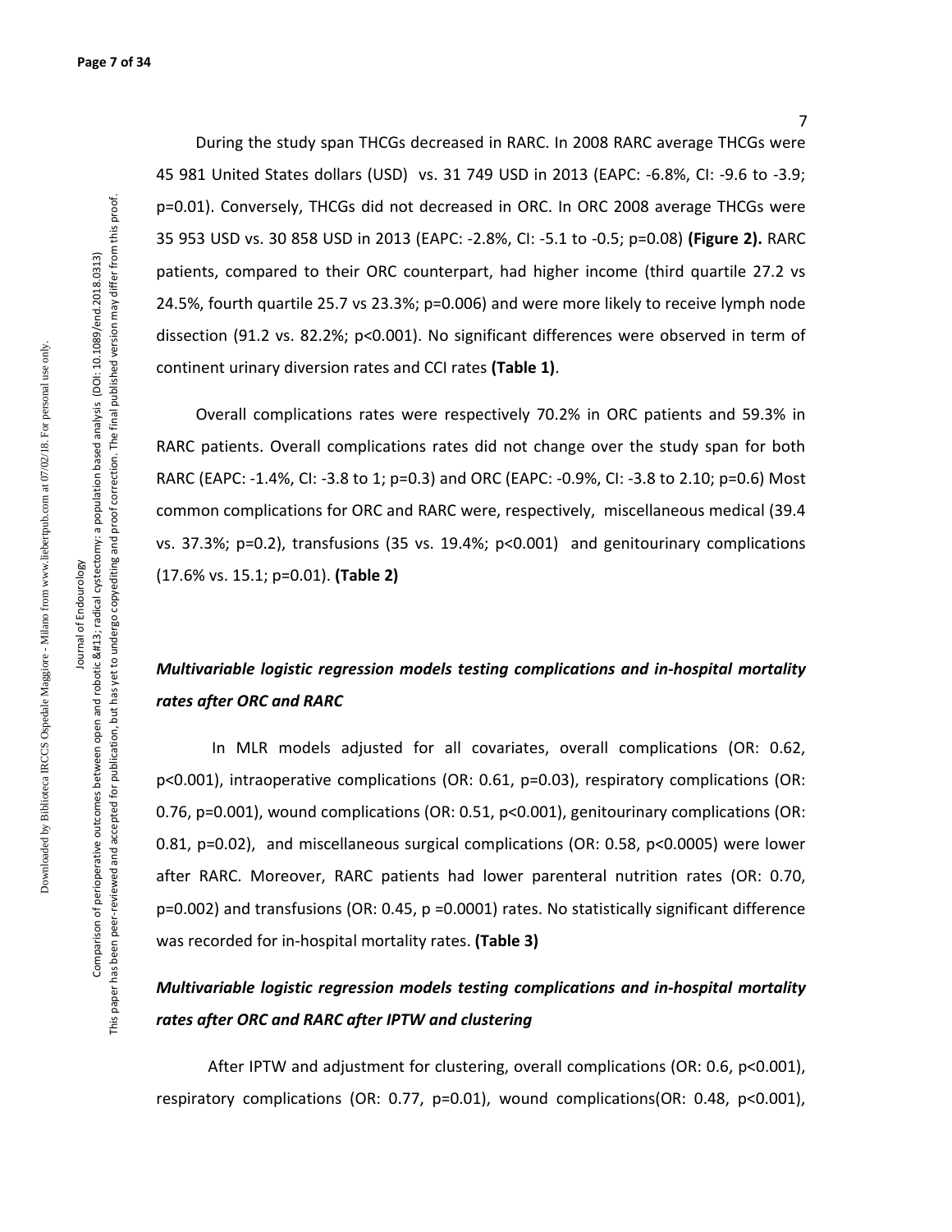During the study span THCGs decreased in RARC. In 2008 RARC average THCGs were 45 981 United States dollars (USD) vs. 31 749 USD in 2013 (EAPC: -6.8%, CI: -9.6 to -3.9; p=0.01). Conversely, THCGs did not decreased in ORC. In ORC 2008 average THCGs were 35 953 USD vs. 30 858 USD in 2013 (EAPC: -2.8%, CI: -5.1 to -0.5; p=0.08) **(Figure 2).** RARC patients, compared to their ORC counterpart, had higher income (third quartile 27.2 vs 24.5%, fourth quartile 25.7 vs 23.3%; p=0.006) and were more likely to receive lymph node dissection (91.2 vs. 82.2%; p<0.001). No significant differences were observed in term of continent urinary diversion rates and CCI rates **(Table 1)**.

Overall complications rates were respectively 70.2% in ORC patients and 59.3% in RARC patients. Overall complications rates did not change over the study span for both RARC (EAPC: -1.4%, CI: -3.8 to 1; p=0.3) and ORC (EAPC: -0.9%, CI: -3.8 to 2.10; p=0.6) Most common complications for ORC and RARC were, respectively, miscellaneous medical (39.4 vs. 37.3%; p=0.2), transfusions (35 vs. 19.4%; p<0.001) and genitourinary complications (17.6% vs. 15.1; p=0.01). **(Table 2)**

### *Multivariable logistic regression models testing complications and in-hospital mortality rates after ORC and RARC*

In MLR models adjusted for all covariates, overall complications (OR: 0.62, p<0.001), intraoperative complications (OR: 0.61, p=0.03), respiratory complications (OR: 0.76, p=0.001), wound complications (OR: 0.51, p<0.001), genitourinary complications (OR: 0.81, p=0.02), and miscellaneous surgical complications (OR: 0.58, p<0.0005) were lower after RARC. Moreover, RARC patients had lower parenteral nutrition rates (OR: 0.70, p=0.002) and transfusions (OR: 0.45, p =0.0001) rates. No statistically significant difference was recorded for in-hospital mortality rates. **(Table 3)**

### *Multivariable logistic regression models testing complications and in-hospital mortality rates after ORC and RARC after IPTW and clustering*

After IPTW and adjustment for clustering, overall complications (OR: 0.6, p<0.001), respiratory complications (OR: 0.77, p=0.01), wound complications(OR: 0.48, p<0.001),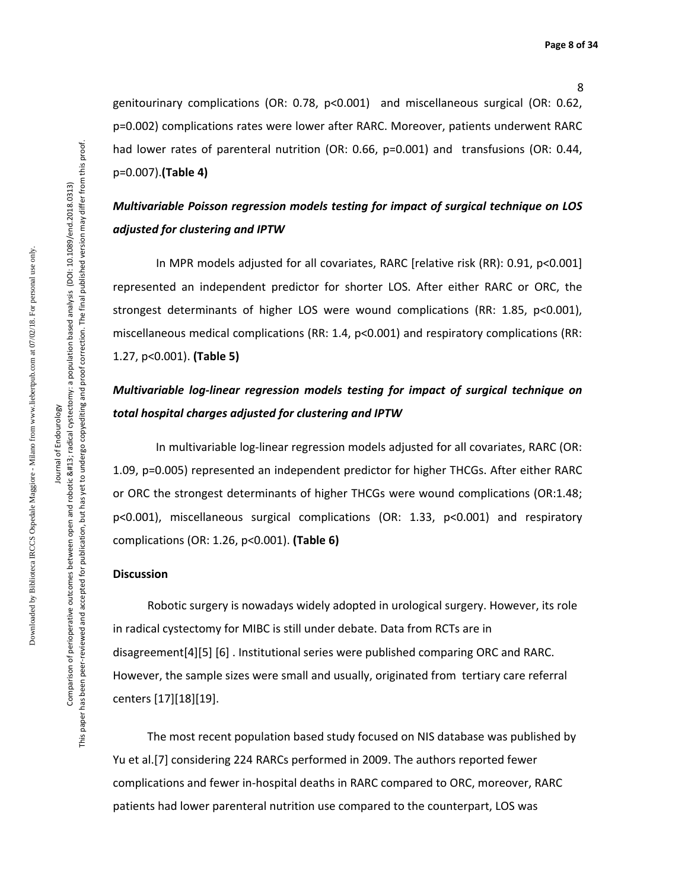genitourinary complications (OR: 0.78, $p<0.001$) and miscellaneous surgical (OR: 0.62, $p=0.002$) complications rates were lower after RARC. Moreover, patients underwent RARC had lower rates of parenteral nutrition (OR: 0.66, $p=0.001$) and transfusions (OR: 0.44, $p=0.007$).**(Table 4)**

### *Multivariable Poisson regression models testing for impact of surgical technique on LOS adjusted for clustering and IPTW*

In MPR models adjusted for all covariates, RARC [relative risk (RR): 0.91, $p<0.001$] represented an independent predictor for shorter LOS. After either RARC or ORC, the strongest determinants of higher LOS were wound complications (RR: 1.85, $p<0.001$), miscellaneous medical complications (RR: 1.4, $p<0.001$) and respiratory complications (RR: 1.27, $p<0.001$). **(Table 5)**

### *Multivariable log-linear regression models testing for impact of surgical technique on total hospital charges adjusted for clustering and IPTW*

In multivariable log-linear regression models adjusted for all covariates, RARC (OR: 1.09, $p=0.005$) represented an independent predictor for higher THCGs. After either RARC or ORC the strongest determinants of higher THCGs were wound complications (OR:1.48; $p<0.001$), miscellaneous surgical complications (OR: 1.33, $p<0.001$) and respiratory complications (OR: 1.26, $p<0.001$). **(Table 6)**

## Discussion

Robotic surgery is nowadays widely adopted in urological surgery. However, its role in radical cystectomy for MIBC is still under debate. Data from RCTs are in disagreement[4][5] [6] . Institutional series were published comparing ORC and RARC. However, the sample sizes were small and usually, originated from tertiary care referral centers [17][18][19].

The most recent population based study focused on NIS database was published by Yu et al.[7] considering 224 RARCs performed in 2009. The authors reported fewer complications and fewer in-hospital deaths in RARC compared to ORC, moreover, RARC patients had lower parenteral nutrition use compared to the counterpart, LOS was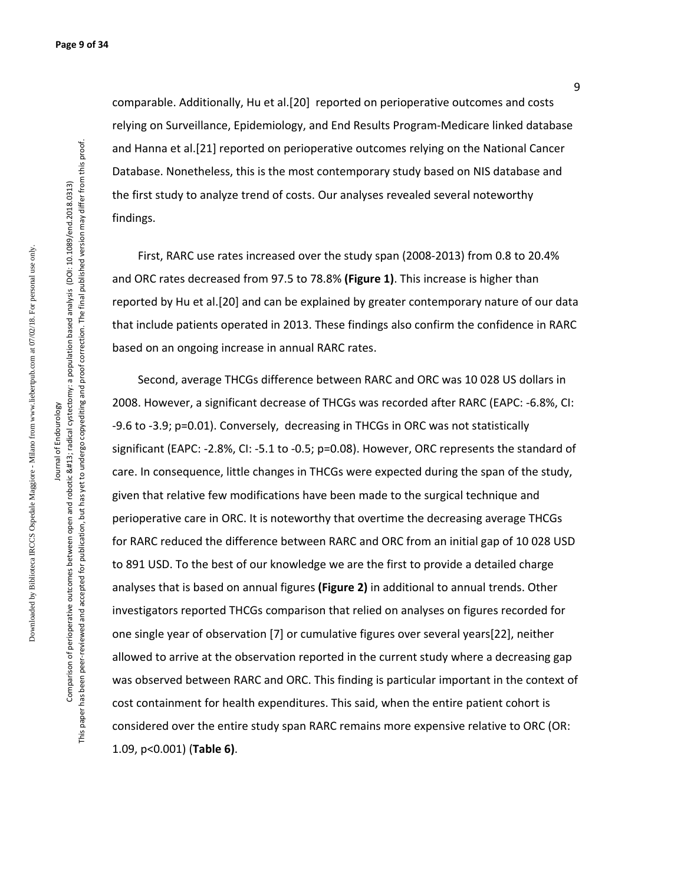comparable. Additionally, Hu et al.[20] reported on perioperative outcomes and costs relying on Surveillance, Epidemiology, and End Results Program-Medicare linked database and Hanna et al.[21] reported on perioperative outcomes relying on the National Cancer Database. Nonetheless, this is the most contemporary study based on NIS database and the first study to analyze trend of costs. Our analyses revealed several noteworthy findings.

First, RARC use rates increased over the study span (2008-2013) from 0.8 to 20.4% and ORC rates decreased from 97.5 to 78.8% **(Figure 1)**. This increase is higher than reported by Hu et al.[20] and can be explained by greater contemporary nature of our data that include patients operated in 2013. These findings also confirm the confidence in RARC based on an ongoing increase in annual RARC rates.

Second, average THCGs difference between RARC and ORC was 10 028 US dollars in 2008. However, a significant decrease of THCGs was recorded after RARC (EAPC: -6.8%, CI: -9.6 to -3.9; p=0.01). Conversely, decreasing in THCGs in ORC was not statistically significant (EAPC: -2.8%, CI: -5.1 to -0.5; p=0.08). However, ORC represents the standard of care. In consequence, little changes in THCGs were expected during the span of the study, given that relative few modifications have been made to the surgical technique and perioperative care in ORC. It is noteworthy that overtime the decreasing average THCGs for RARC reduced the difference between RARC and ORC from an initial gap of 10 028 USD to 891 USD. To the best of our knowledge we are the first to provide a detailed charge analyses that is based on annual figures **(Figure 2)** in additional to annual trends. Other investigators reported THCGs comparison that relied on analyses on figures recorded for one single year of observation [7] or cumulative figures over several years[22], neither allowed to arrive at the observation reported in the current study where a decreasing gap was observed between RARC and ORC. This finding is particular important in the context of cost containment for health expenditures. This said, when the entire patient cohort is considered over the entire study span RARC remains more expensive relative to ORC (OR: 1.09, p<0.001) (**Table 6)**.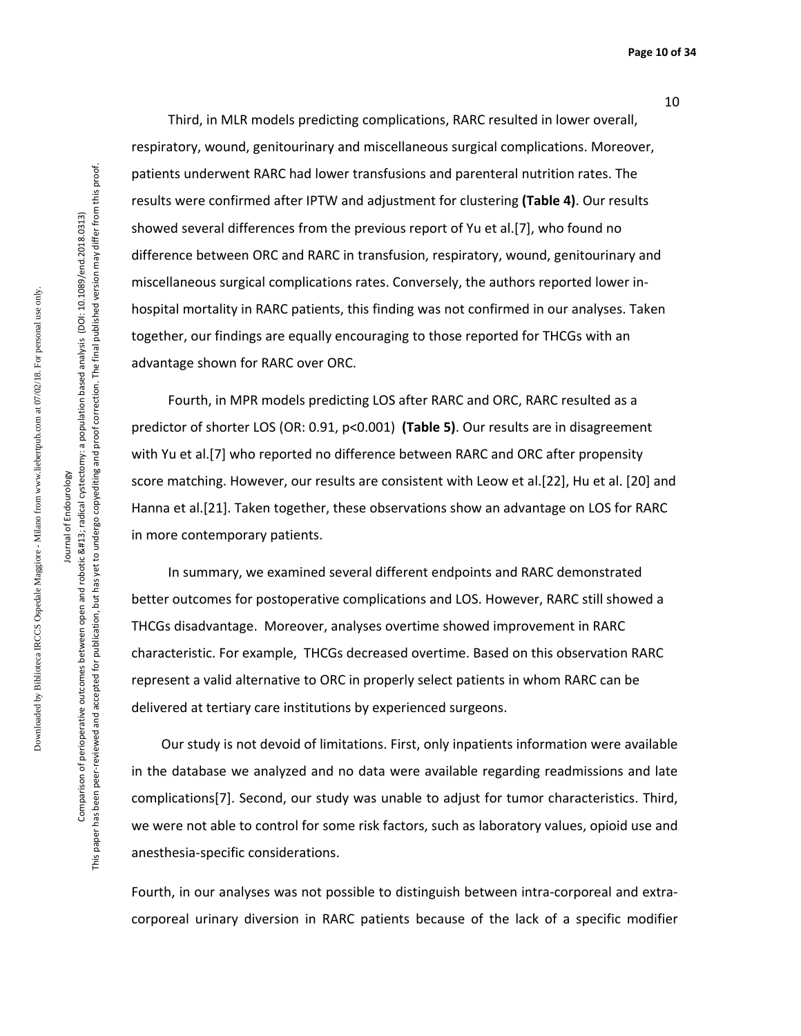Third, in MLR models predicting complications, RARC resulted in lower overall, respiratory, wound, genitourinary and miscellaneous surgical complications. Moreover, patients underwent RARC had lower transfusions and parenteral nutrition rates. The results were confirmed after IPTW and adjustment for clustering **(Table 4)**. Our results showed several differences from the previous report of Yu et al.[7], who found no difference between ORC and RARC in transfusion, respiratory, wound, genitourinary and miscellaneous surgical complications rates. Conversely, the authors reported lower in-hospital mortality in RARC patients, this finding was not confirmed in our analyses. Taken together, our findings are equally encouraging to those reported for THCGs with an advantage shown for RARC over ORC.

Fourth, in MPR models predicting LOS after RARC and ORC, RARC resulted as a predictor of shorter LOS (OR: 0.91, $p<0.001$) **(Table 5)**. Our results are in disagreement with Yu et al.[7] who reported no difference between RARC and ORC after propensity score matching. However, our results are consistent with Leow et al.[22], Hu et al. [20] and Hanna et al.[21]. Taken together, these observations show an advantage on LOS for RARC in more contemporary patients.

In summary, we examined several different endpoints and RARC demonstrated better outcomes for postoperative complications and LOS. However, RARC still showed a THCGs disadvantage. Moreover, analyses overtime showed improvement in RARC characteristic. For example, THCGs decreased overtime. Based on this observation RARC represent a valid alternative to ORC in properly select patients in whom RARC can be delivered at tertiary care institutions by experienced surgeons.

Our study is not devoid of limitations. First, only inpatients information were available in the database we analyzed and no data were available regarding readmissions and late complications[7]. Second, our study was unable to adjust for tumor characteristics. Third, we were not able to control for some risk factors, such as laboratory values, opioid use and anesthesia-specific considerations.

Fourth, in our analyses was not possible to distinguish between intra-corporeal and extra-corporeal urinary diversion in RARC patients because of the lack of a specific modifier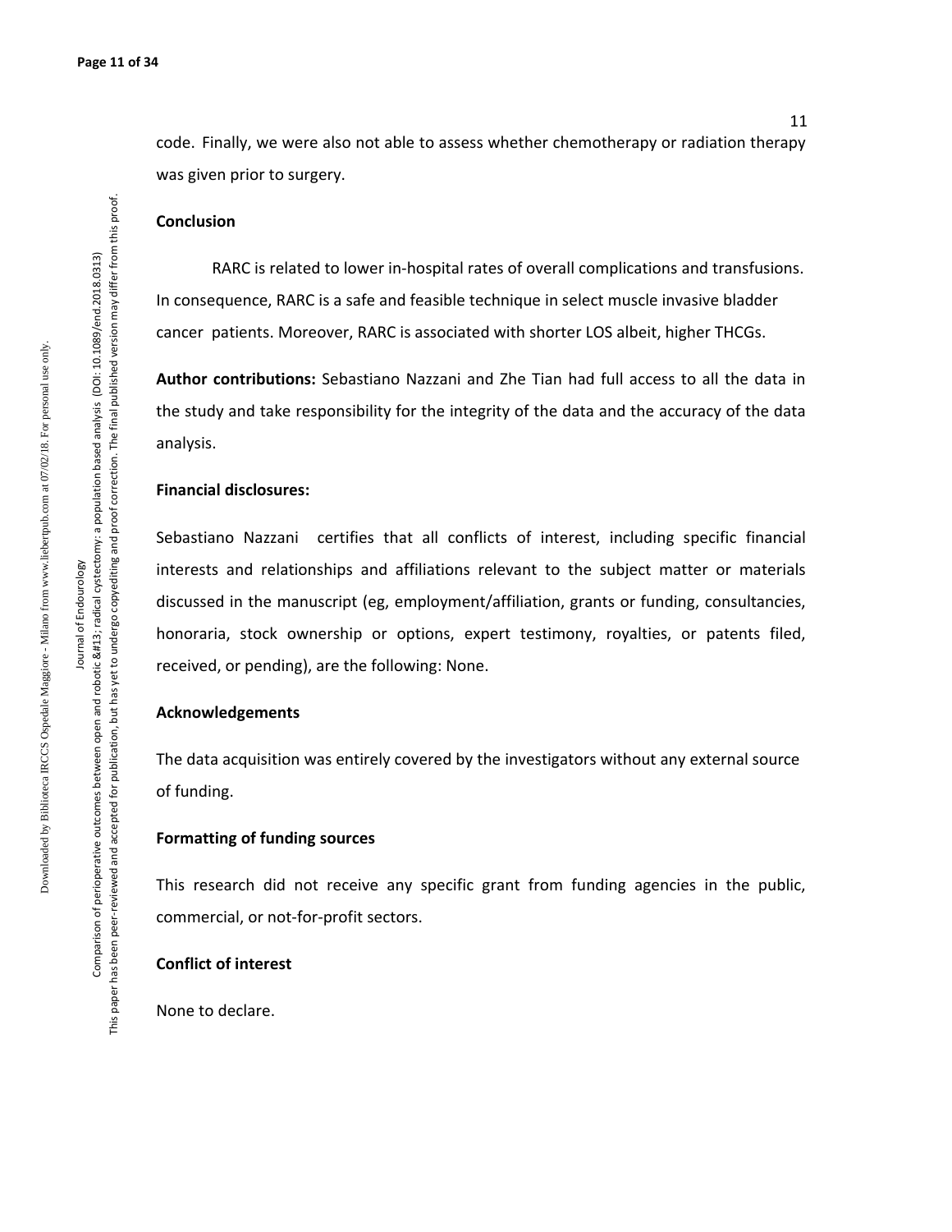code. Finally, we were also not able to assess whether chemotherapy or radiation therapy was given prior to surgery.

**Conclusion**

RARC is related to lower in-hospital rates of overall complications and transfusions. In consequence, RARC is a safe and feasible technique in select muscle invasive bladder cancer patients. Moreover, RARC is associated with shorter LOS albeit, higher THCGs.

**Author contributions:** Sebastiano Nazzani and Zhe Tian had full access to all the data in the study and take responsibility for the integrity of the data and the accuracy of the data analysis.

**Financial disclosures:**

Sebastiano Nazzani certifies that all conflicts of interest, including specific financial interests and relationships and affiliations relevant to the subject matter or materials discussed in the manuscript (eg, employment/affiliation, grants or funding, consultancies, honoraria, stock ownership or options, expert testimony, royalties, or patents filed, received, or pending), are the following: None.

**Acknowledgements**

The data acquisition was entirely covered by the investigators without any external source of funding.

**Formatting of funding sources**

This research did not receive any specific grant from funding agencies in the public, commercial, or not-for-profit sectors.

**Conflict of interest**

None to declare.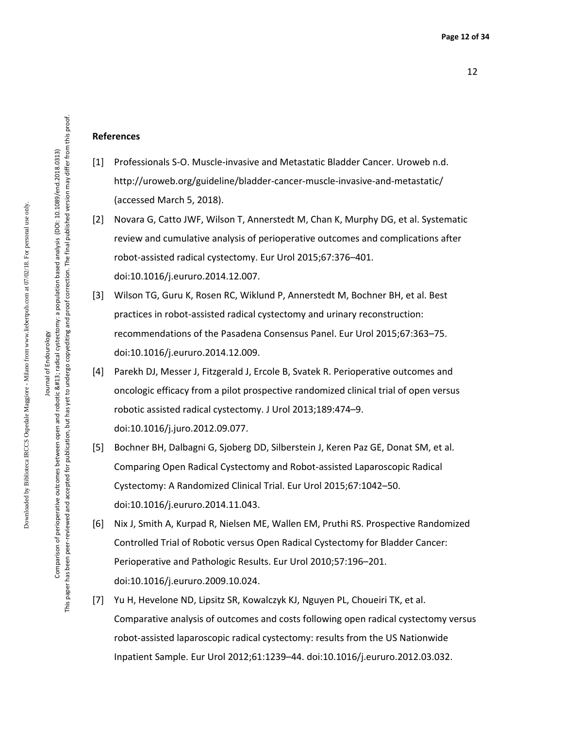## References

[1] Professionals S-O. Muscle-invasive and Metastatic Bladder Cancer. Uroweb n.d. http://uroweb.org/guideline/bladder-cancer-muscle-invasive-and-metastatic/ (accessed March 5, 2018).

[2] Novara G, Catto JWF, Wilson T, Annerstedt M, Chan K, Murphy DG, et al. Systematic review and cumulative analysis of perioperative outcomes and complications after robot-assisted radical cystectomy. Eur Urol 2015;67:376–401. doi:10.1016/j.eururo.2014.12.007.

[3] Wilson TG, Guru K, Rosen RC, Wiklund P, Annerstedt M, Bochner BH, et al. Best practices in robot-assisted radical cystectomy and urinary reconstruction: recommendations of the Pasadena Consensus Panel. Eur Urol 2015;67:363–75. doi:10.1016/j.eururo.2014.12.009.

[4] Parekh DJ, Messer J, Fitzgerald J, Ercole B, Svatek R. Perioperative outcomes and oncologic efficacy from a pilot prospective randomized clinical trial of open versus robotic assisted radical cystectomy. J Urol 2013;189:474–9. doi:10.1016/j.juro.2012.09.077.

[5] Bochner BH, Dalbagni G, Sjoberg DD, Silberstein J, Keren Paz GE, Donat SM, et al. Comparing Open Radical Cystectomy and Robot-assisted Laparoscopic Radical Cystectomy: A Randomized Clinical Trial. Eur Urol 2015;67:1042–50. doi:10.1016/j.eururo.2014.11.043.

[6] Nix J, Smith A, Kurpad R, Nielsen ME, Wallen EM, Pruthi RS. Prospective Randomized Controlled Trial of Robotic versus Open Radical Cystectomy for Bladder Cancer: Perioperative and Pathologic Results. Eur Urol 2010;57:196–201. doi:10.1016/j.eururo.2009.10.024.

[7] Yu H, Hevelone ND, Lipsitz SR, Kowalczyk KJ, Nguyen PL, Choueiri TK, et al. Comparative analysis of outcomes and costs following open radical cystectomy versus robot-assisted laparoscopic radical cystectomy: results from the US Nationwide Inpatient Sample. Eur Urol 2012;61:1239–44. doi:10.1016/j.eururo.2012.03.032.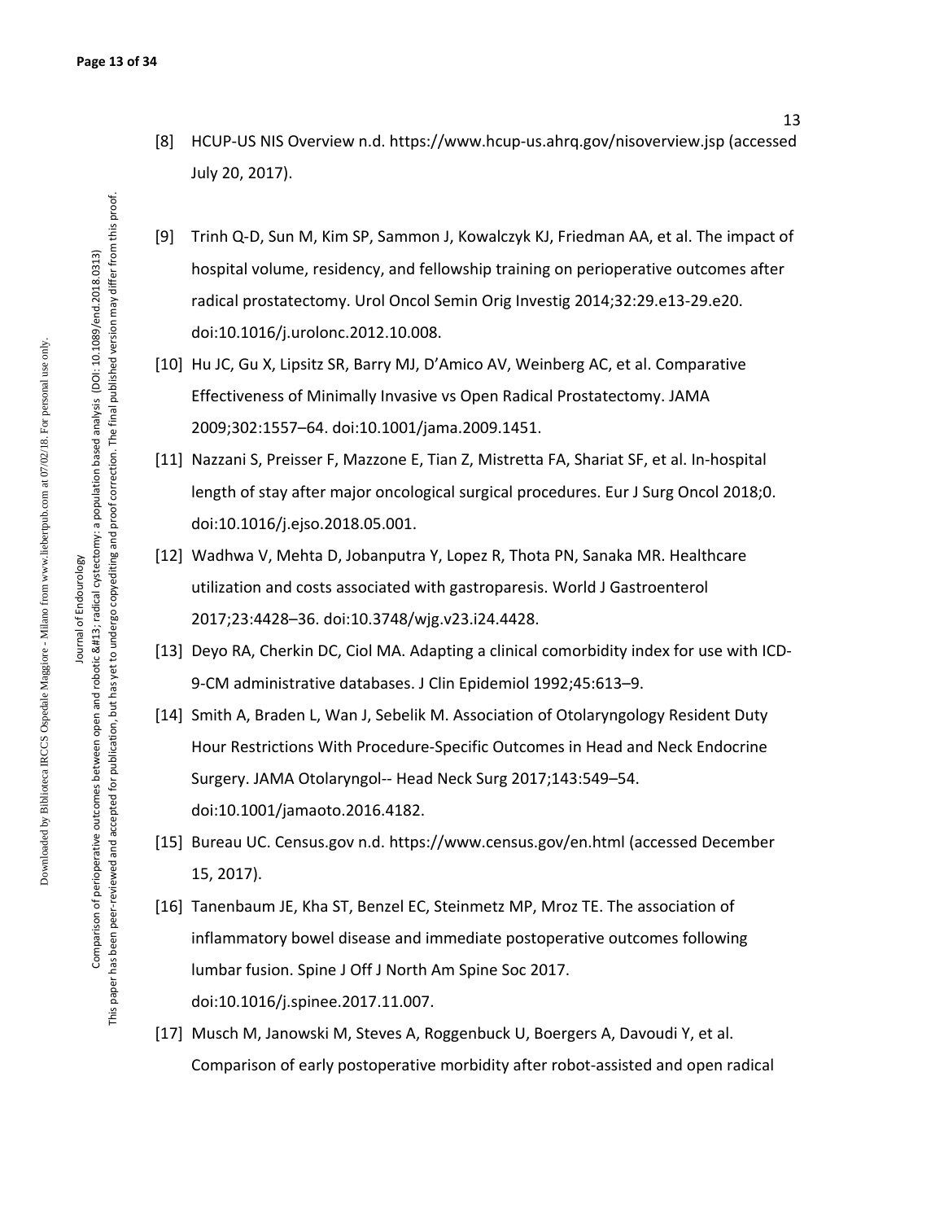[8] HCUP-US NIS Overview n.d. https://www.hcup-us.ahrq.gov/nisoverview.jsp (accessed July 20, 2017).

[9] Trinh Q-D, Sun M, Kim SP, Sammon J, Kowalczyk KJ, Friedman AA, et al. The impact of hospital volume, residency, and fellowship training on perioperative outcomes after radical prostatectomy. Urol Oncol Semin Orig Investig 2014;32:29.e13-29.e20. doi:10.1016/j.urolonc.2012.10.008.

[10] Hu JC, Gu X, Lipsitz SR, Barry MJ, D'Amico AV, Weinberg AC, et al. Comparative Effectiveness of Minimally Invasive vs Open Radical Prostatectomy. JAMA 2009;302:1557–64. doi:10.1001/jama.2009.1451.

[11] Nazzani S, Preisser F, Mazzone E, Tian Z, Mistretta FA, Shariat SF, et al. In-hospital length of stay after major oncological surgical procedures. Eur J Surg Oncol 2018;0. doi:10.1016/j.ejso.2018.05.001.

[12] Wadhwa V, Mehta D, Jobanputra Y, Lopez R, Thota PN, Sanaka MR. Healthcare utilization and costs associated with gastroparesis. World J Gastroenterol 2017;23:4428–36. doi:10.3748/wjg.v23.i24.4428.

[13] Deyo RA, Cherkin DC, Ciol MA. Adapting a clinical comorbidity index for use with ICD-9-CM administrative databases. J Clin Epidemiol 1992;45:613–9.

[14] Smith A, Braden L, Wan J, Sebelik M. Association of Otolaryngology Resident Duty Hour Restrictions With Procedure-Specific Outcomes in Head and Neck Endocrine Surgery. JAMA Otolaryngol-- Head Neck Surg 2017;143:549–54. doi:10.1001/jamaoto.2016.4182.

[15] Bureau UC. Census.gov n.d. https://www.census.gov/en.html (accessed December 15, 2017).

[16] Tanenbaum JE, Kha ST, Benzel EC, Steinmetz MP, Mroz TE. The association of inflammatory bowel disease and immediate postoperative outcomes following lumbar fusion. Spine J Off J North Am Spine Soc 2017. doi:10.1016/j.spinee.2017.11.007.

[17] Musch M, Janowski M, Steves A, Roggenbuck U, Boergers A, Davoudi Y, et al. Comparison of early postoperative morbidity after robot-assisted and open radical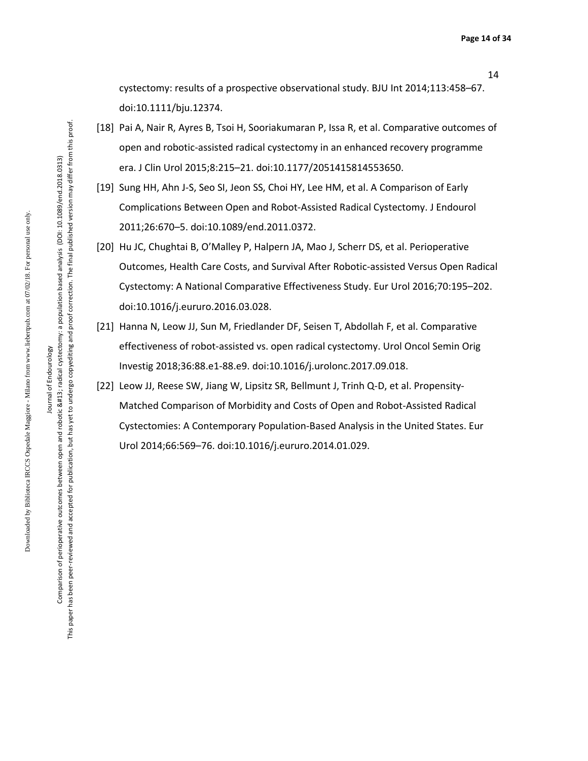cystectomy: results of a prospective observational study. BJU Int 2014;113:458–67. doi:10.1111/bju.12374.

[18] Pai A, Nair R, Ayres B, Tsoi H, Sooriakumaran P, Issa R, et al. Comparative outcomes of open and robotic-assisted radical cystectomy in an enhanced recovery programme era. J Clin Urol 2015;8:215–21. doi:10.1177/2051415814553650.

[19] Sung HH, Ahn J-S, Seo SI, Jeon SS, Choi HY, Lee HM, et al. A Comparison of Early Complications Between Open and Robot-Assisted Radical Cystectomy. J Endourol 2011;26:670–5. doi:10.1089/end.2011.0372.

[20] Hu JC, Chughtai B, O'Malley P, Halpern JA, Mao J, Scherr DS, et al. Perioperative Outcomes, Health Care Costs, and Survival After Robotic-assisted Versus Open Radical Cystectomy: A National Comparative Effectiveness Study. Eur Urol 2016;70:195–202. doi:10.1016/j.eururo.2016.03.028.

[21] Hanna N, Leow JJ, Sun M, Friedlander DF, Seisen T, Abdollah F, et al. Comparative effectiveness of robot-assisted vs. open radical cystectomy. Urol Oncol Semin Orig Investig 2018;36:88.e1-88.e9. doi:10.1016/j.urolonc.2017.09.018.

[22] Leow JJ, Reese SW, Jiang W, Lipsitz SR, Bellmunt J, Trinh Q-D, et al. Propensity-Matched Comparison of Morbidity and Costs of Open and Robot-Assisted Radical Cystectomies: A Contemporary Population-Based Analysis in the United States. Eur Urol 2014;66:569–76. doi:10.1016/j.eururo.2014.01.029.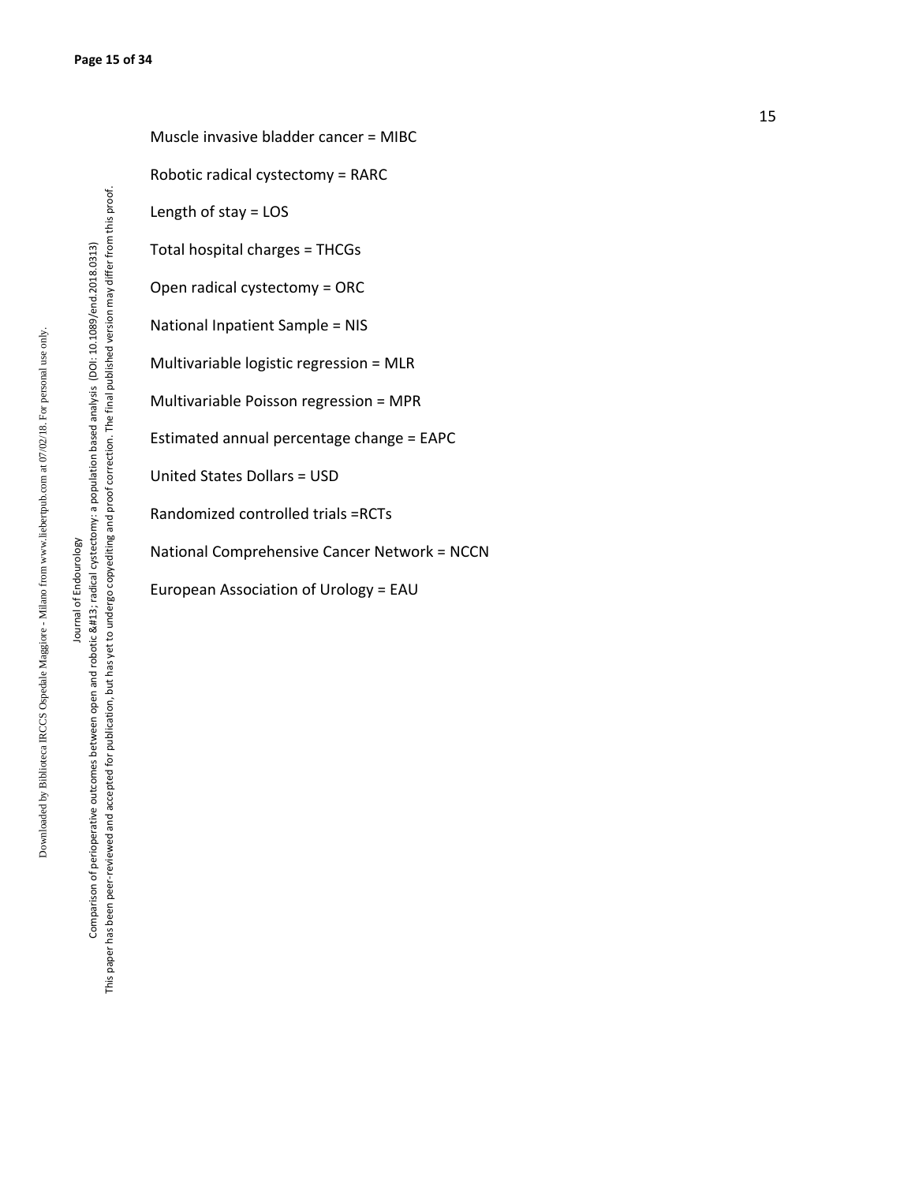Muscle invasive bladder cancer = MIBC

Robotic radical cystectomy = RARC

Length of stay = LOS

Total hospital charges = THCGs

Open radical cystectomy = ORC

National Inpatient Sample = NIS

Multivariable logistic regression = MLR

Multivariable Poisson regression = MPR

Estimated annual percentage change = EAPC

United States Dollars = USD

Randomized controlled trials =RCTs

National Comprehensive Cancer Network = NCCN

European Association of Urology = EAU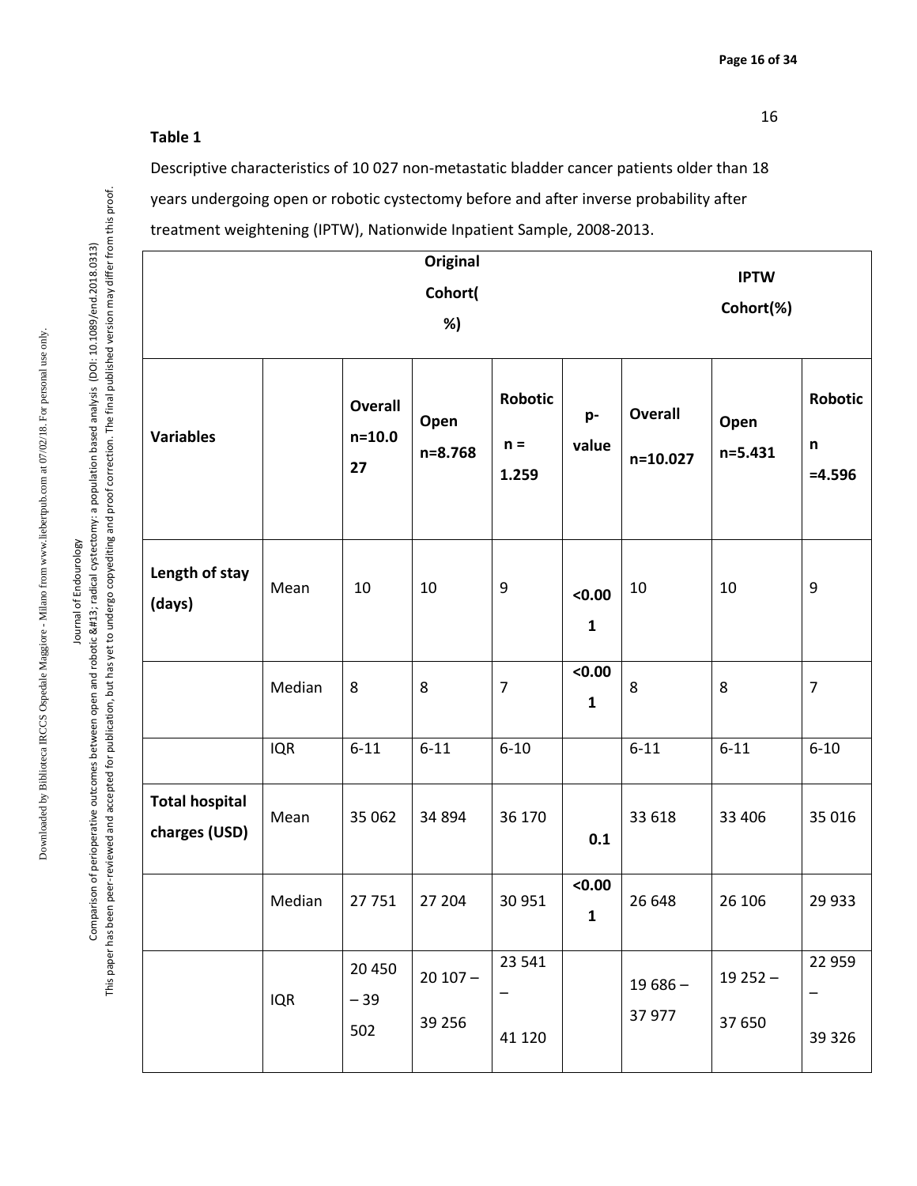**Table 1**

Descriptive characteristics of 10 027 non-metastatic bladder cancer patients older than 18 years undergoing open or robotic cystectomy before and after inverse probability after treatment weightening (IPTW), Nationwide Inpatient Sample, 2008-2013.

| | | Original Cohort(%) | | | | IPTW Cohort(%) | | |
|---|---|---|---|---|---|---|---|---|
| **Variables** | | **Overall n=10.027** | **Open n=8.768** | **Robotic n = 1.259** | **p-value** | **Overall n=10.027** | **Open n=5.431** | **Robotic n =4.596** |
| **Length of stay (days)** | Mean | 10 | 10 | 9 | **<0.001** | 10 | 10 | 9 |
| | Median | 8 | 8 | 7 | **<0.001** | 8 | 8 | 7 |
| | IQR | 6-11 | 6-11 | 6-10 | | 6-11 | 6-11 | 6-10 |
| **Total hospital charges (USD)** | Mean | 35 062 | 34 894 | 36 170 | **0.1** | 33 618 | 33 406 | 35 016 |
| | Median | 27 751 | 27 204 | 30 951 | **<0.001** | 26 648 | 26 106 | 29 933 |
| | IQR | 20 450 – 39 502 | 20 107 – 39 256 | 23 541 – 41 120 | | 19 686 – 37 977 | 19 252 – 37 650 | 22 959 – 39 326 |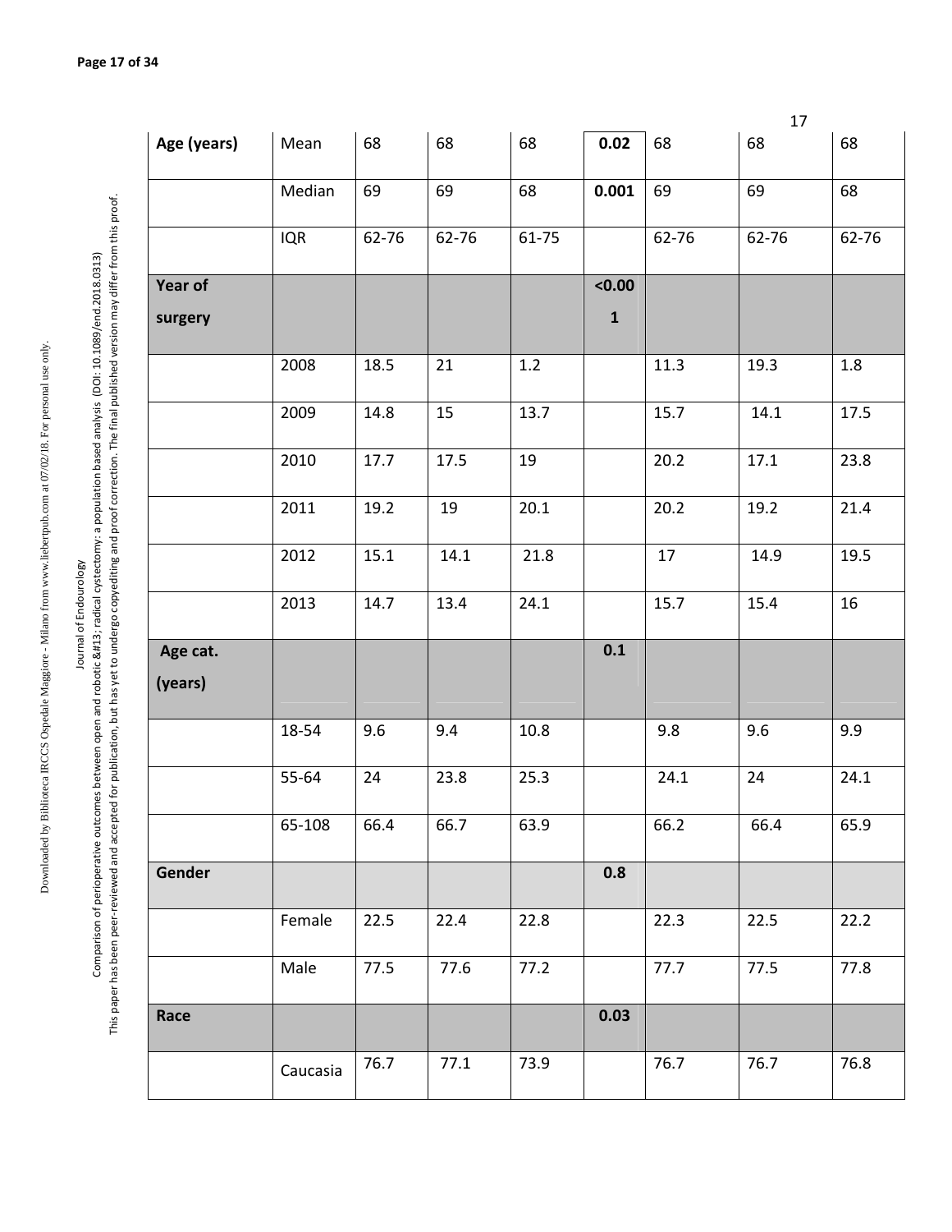| Age (years) | Mean | 68 | 68 | 68 | **0.02** | 68 | 68 | 68 |
|---|---|---|---|---|---|---|---|---|
| | Median | 69 | 69 | 68 | **0.001** | 69 | 69 | 68 |
| | IQR | 62-76 | 62-76 | 61-75 | | 62-76 | 62-76 | 62-76 |
| **Year of surgery** | | | | | **<0.001** | | | |
| | 2008 | 18.5 | 21 | 1.2 | | 11.3 | 19.3 | 1.8 |
| | 2009 | 14.8 | 15 | 13.7 | | 15.7 | 14.1 | 17.5 |
| | 2010 | 17.7 | 17.5 | 19 | | 20.2 | 17.1 | 23.8 |
| | 2011 | 19.2 | 19 | 20.1 | | 20.2 | 19.2 | 21.4 |
| | 2012 | 15.1 | 14.1 | 21.8 | | 17 | 14.9 | 19.5 |
| | 2013 | 14.7 | 13.4 | 24.1 | | 15.7 | 15.4 | 16 |
| **Age cat. (years)** | | | | | **0.1** | | | |
| | 18-54 | 9.6 | 9.4 | 10.8 | | 9.8 | 9.6 | 9.9 |
| | 55-64 | 24 | 23.8 | 25.3 | | 24.1 | 24 | 24.1 |
| | 65-108 | 66.4 | 66.7 | 63.9 | | 66.2 | 66.4 | 65.9 |
| **Gender** | | | | | **0.8** | | | |
| | Female | 22.5 | 22.4 | 22.8 | | 22.3 | 22.5 | 22.2 |
| | Male | 77.5 | 77.6 | 77.2 | | 77.7 | 77.5 | 77.8 |
| **Race** | | | | | **0.03** | | | |
| | Caucasia | 76.7 | 77.1 | 73.9 | | 76.7 | 76.7 | 76.8 |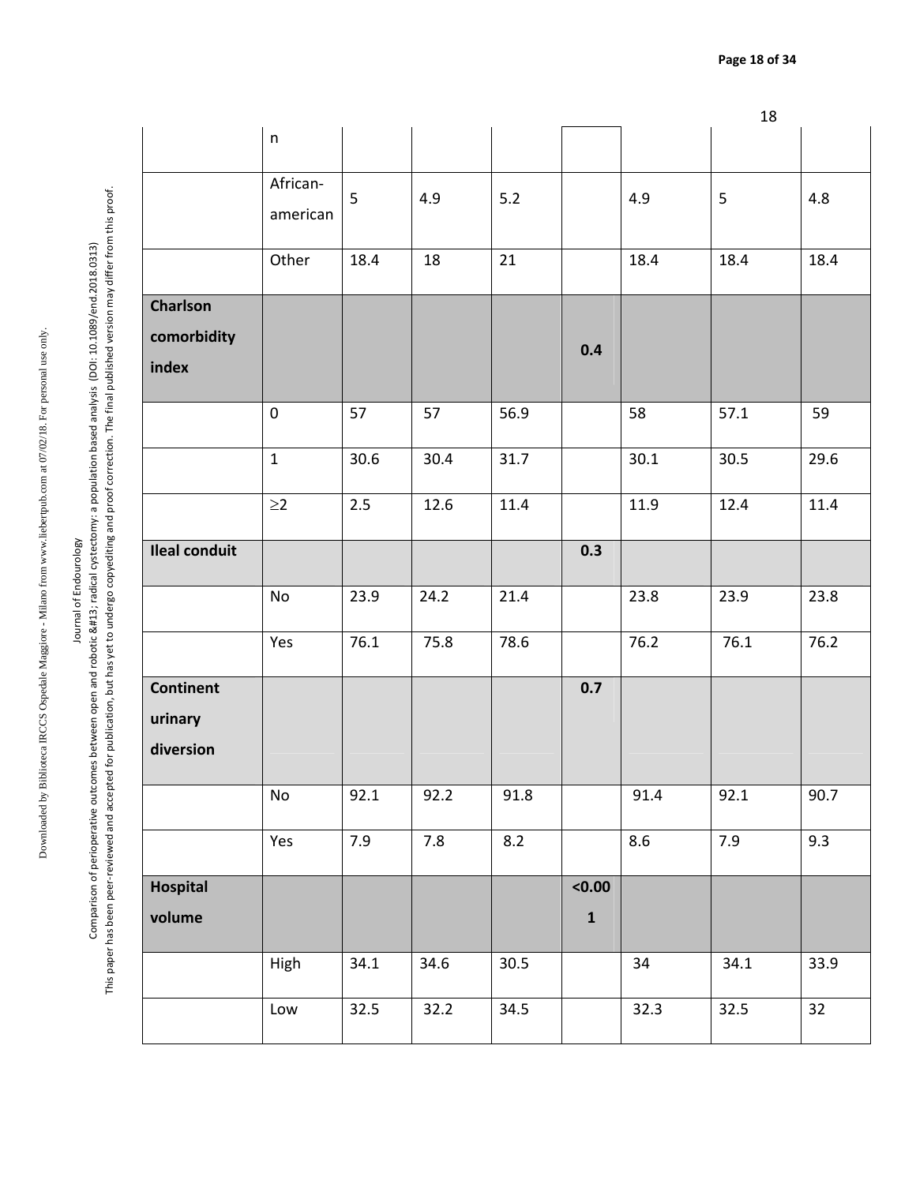| | n | | | | | | | |
|---|---|---|---|---|---|---|---|---|
| | African-american | 5 | 4.9 | 5.2 | | 4.9 | 5 | 4.8 |
| | Other | 18.4 | 18 | 21 | | 18.4 | 18.4 | 18.4 |
| **Charlson comorbidity index** | | | | | **0.4** | | | |
| | 0 | 57 | 57 | 56.9 | | 58 | 57.1 | 59 |
| | 1 | 30.6 | 30.4 | 31.7 | | 30.1 | 30.5 | 29.6 |
| | ≥2 | 2.5 | 12.6 | 11.4 | | 11.9 | 12.4 | 11.4 |
| **Ileal conduit** | | | | | **0.3** | | | |
| | No | 23.9 | 24.2 | 21.4 | | 23.8 | 23.9 | 23.8 |
| | Yes | 76.1 | 75.8 | 78.6 | | 76.2 | 76.1 | 76.2 |
| **Continent urinary diversion** | | | | | **0.7** | | | |
| | No | 92.1 | 92.2 | 91.8 | | 91.4 | 92.1 | 90.7 |
| | Yes | 7.9 | 7.8 | 8.2 | | 8.6 | 7.9 | 9.3 |
| **Hospital volume** | | | | | **<0.001** | | | |
| | High | 34.1 | 34.6 | 30.5 | | 34 | 34.1 | 33.9 |
| | Low | 32.5 | 32.2 | 34.5 | | 32.3 | 32.5 | 32 |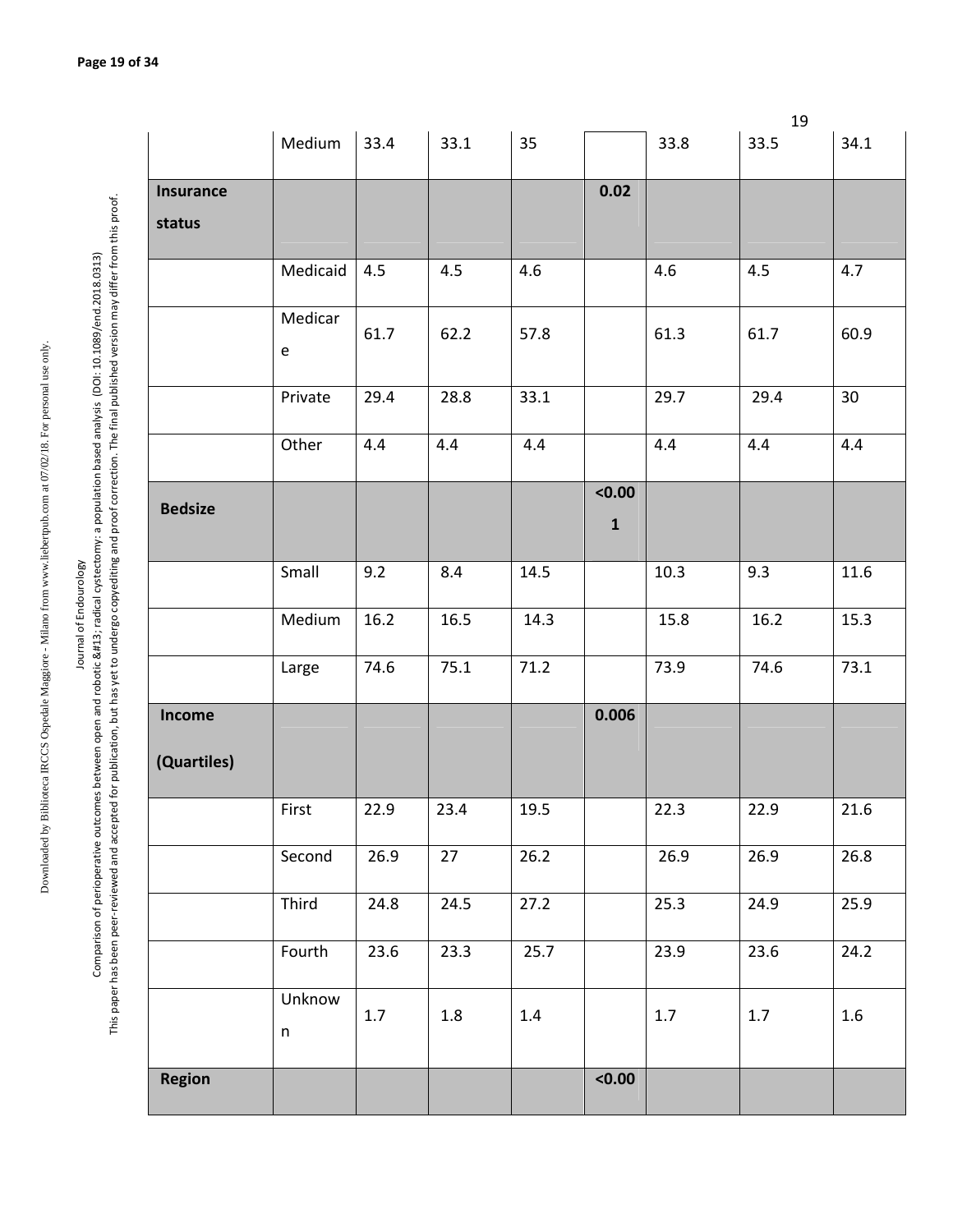| | | | | | | | | |
|---|---|---|---|---|---|---|---|---|
| | Medium | 33.4 | 33.1 | 35 | | 33.8 | 33.5 | 34.1 |
| **Insurance status** | | | | | **0.02** | | | |
| | Medicaid | 4.5 | 4.5 | 4.6 | | 4.6 | 4.5 | 4.7 |
| | Medicare | 61.7 | 62.2 | 57.8 | | 61.3 | 61.7 | 60.9 |
| | Private | 29.4 | 28.8 | 33.1 | | 29.7 | 29.4 | 30 |
| | Other | 4.4 | 4.4 | 4.4 | | 4.4 | 4.4 | 4.4 |
| **Bedsize** | | | | | **<0.001** | | | |
| | Small | 9.2 | 8.4 | 14.5 | | 10.3 | 9.3 | 11.6 |
| | Medium | 16.2 | 16.5 | 14.3 | | 15.8 | 16.2 | 15.3 |
| | Large | 74.6 | 75.1 | 71.2 | | 73.9 | 74.6 | 73.1 |
| **Income (Quartiles)** | | | | | **0.006** | | | |
| | First | 22.9 | 23.4 | 19.5 | | 22.3 | 22.9 | 21.6 |
| | Second | 26.9 | 27 | 26.2 | | 26.9 | 26.9 | 26.8 |
| | Third | 24.8 | 24.5 | 27.2 | | 25.3 | 24.9 | 25.9 |
| | Fourth | 23.6 | 23.3 | 25.7 | | 23.9 | 23.6 | 24.2 |
| | Unknown | 1.7 | 1.8 | 1.4 | | 1.7 | 1.7 | 1.6 |
| **Region** | | | | | **<0.00** | | | |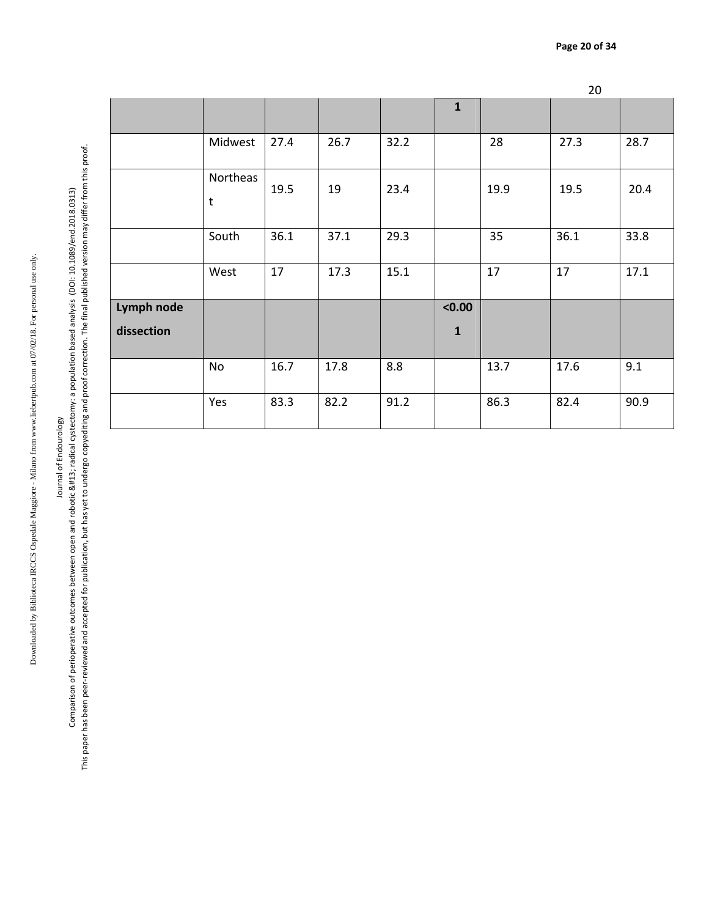| | | | | | | | | |
|---|---|---|---|---|---|---|---|---|
| | | | | | **1** | | | |
| | Midwest | 27.4 | 26.7 | 32.2 | | 28 | 27.3 | 28.7 |
| | Northeast | 19.5 | 19 | 23.4 | | 19.9 | 19.5 | 20.4 |
| | South | 36.1 | 37.1 | 29.3 | | 35 | 36.1 | 33.8 |
| | West | 17 | 17.3 | 15.1 | | 17 | 17 | 17.1 |
| **Lymph node dissection** | | | | | **<0.001** | | | |
| | No | 16.7 | 17.8 | 8.8 | | 13.7 | 17.6 | 9.1 |
| | Yes | 83.3 | 82.2 | 91.2 | | 86.3 | 82.4 | 90.9 |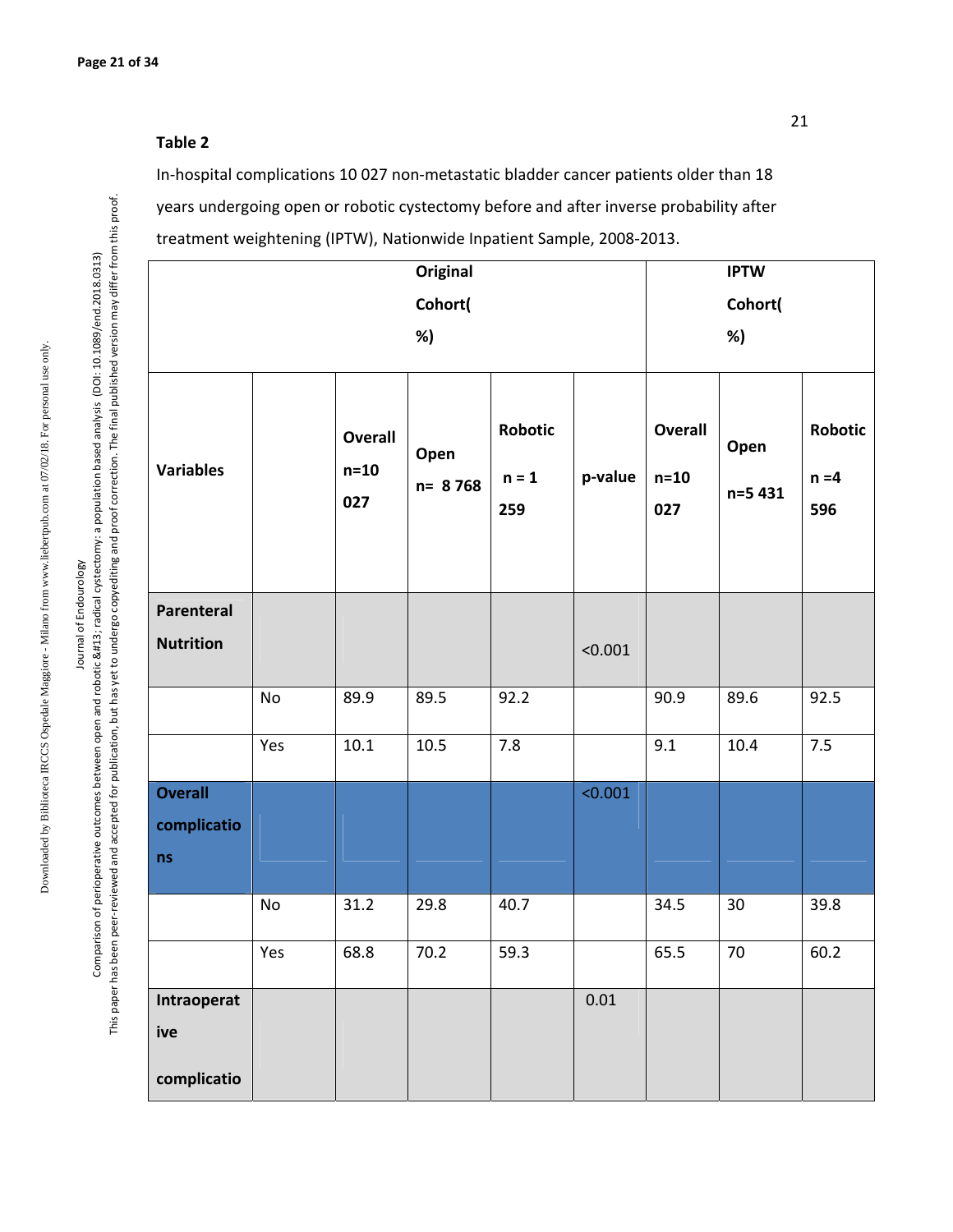**Table 2**

In-hospital complications 10 027 non-metastatic bladder cancer patients older than 18 years undergoing open or robotic cystectomy before and after inverse probability after treatment weightening (IPTW), Nationwide Inpatient Sample, 2008-2013.

| | | Original Cohort(%) | | | | IPTW Cohort(%) | | |
|---|---|---|---|---|---|---|---|---|
| **Variables** | | **Overall n=10 027** | **Open n= 8 768** | **Robotic n = 1 259** | **p-value** | **Overall n=10 027** | **Open n=5 431** | **Robotic n =4 596** |
| **Parenteral Nutrition** | | | | | <0.001 | | | |
| | No | 89.9 | 89.5 | 92.2 | | 90.9 | 89.6 | 92.5 |
| | Yes | 10.1 | 10.5 | 7.8 | | 9.1 | 10.4 | 7.5 |
| **Overall complications** | | | | | <0.001 | | | |
| | No | 31.2 | 29.8 | 40.7 | | 34.5 | 30 | 39.8 |
| | Yes | 68.8 | 70.2 | 59.3 | | 65.5 | 70 | 60.2 |
| **Intraoperative complicatio** | | | | | 0.01 | | | |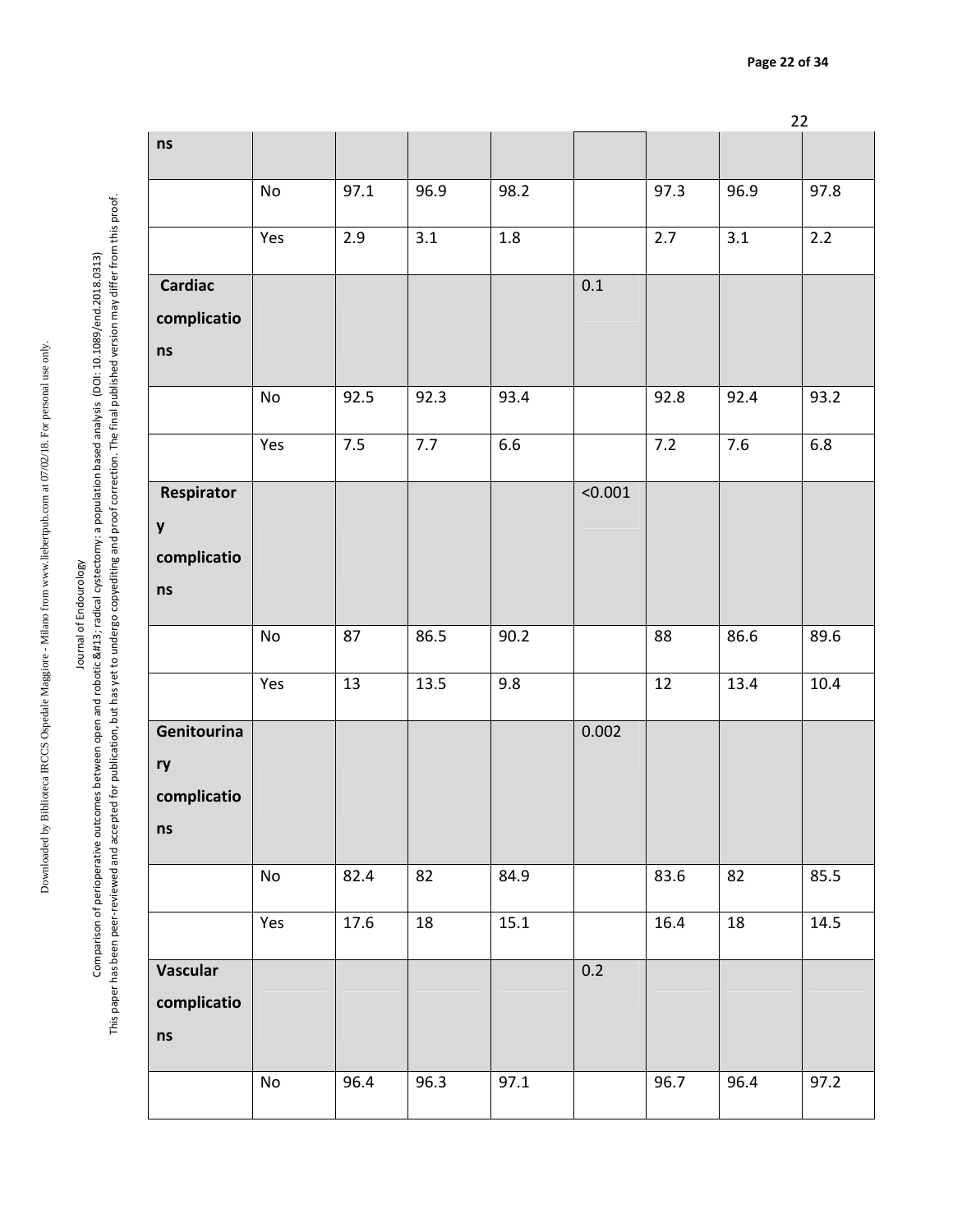| | | | | | | | | |
|---|---|---|---|---|---|---|---|---|
| **ns** | | | | | | | | |
| | No | 97.1 | 96.9 | 98.2 | | 97.3 | 96.9 | 97.8 |
| | Yes | 2.9 | 3.1 | 1.8 | | 2.7 | 3.1 | 2.2 |
| **Cardiac complications** | | | | | 0.1 | | | |
| | No | 92.5 | 92.3 | 93.4 | | 92.8 | 92.4 | 93.2 |
| | Yes | 7.5 | 7.7 | 6.6 | | 7.2 | 7.6 | 6.8 |
| **Respiratory complications** | | | | | <0.001 | | | |
| | No | 87 | 86.5 | 90.2 | | 88 | 86.6 | 89.6 |
| | Yes | 13 | 13.5 | 9.8 | | 12 | 13.4 | 10.4 |
| **Genitourinary complications** | | | | | 0.002 | | | |
| | No | 82.4 | 82 | 84.9 | | 83.6 | 82 | 85.5 |
| | Yes | 17.6 | 18 | 15.1 | | 16.4 | 18 | 14.5 |
| **Vascular complications** | | | | | 0.2 | | | |
| | No | 96.4 | 96.3 | 97.1 | | 96.7 | 96.4 | 97.2 |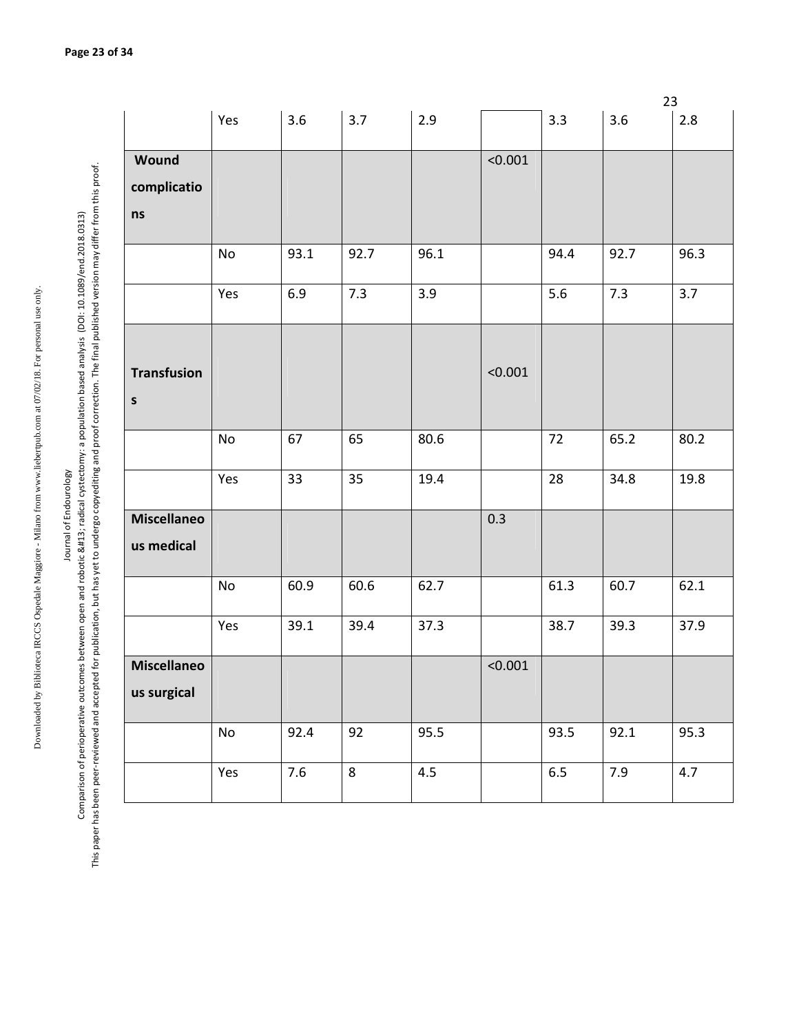| | | | | | | | | |
|---|---|---|---|---|---|---|---|---|
| | Yes | 3.6 | 3.7 | 2.9 | | 3.3 | 3.6 | 2.8 |
| **Wound complications** | | | | | <0.001 | | | |
| | No | 93.1 | 92.7 | 96.1 | | 94.4 | 92.7 | 96.3 |
| | Yes | 6.9 | 7.3 | 3.9 | | 5.6 | 7.3 | 3.7 |
| **Transfusions** | | | | | <0.001 | | | |
| | No | 67 | 65 | 80.6 | | 72 | 65.2 | 80.2 |
| | Yes | 33 | 35 | 19.4 | | 28 | 34.8 | 19.8 |
| **Miscellaneous medical** | | | | | 0.3 | | | |
| | No | 60.9 | 60.6 | 62.7 | | 61.3 | 60.7 | 62.1 |
| | Yes | 39.1 | 39.4 | 37.3 | | 38.7 | 39.3 | 37.9 |
| **Miscellaneous surgical** | | | | | <0.001 | | | |
| | No | 92.4 | 92 | 95.5 | | 93.5 | 92.1 | 95.3 |
| | Yes | 7.6 | 8 | 4.5 | | 6.5 | 7.9 | 4.7 |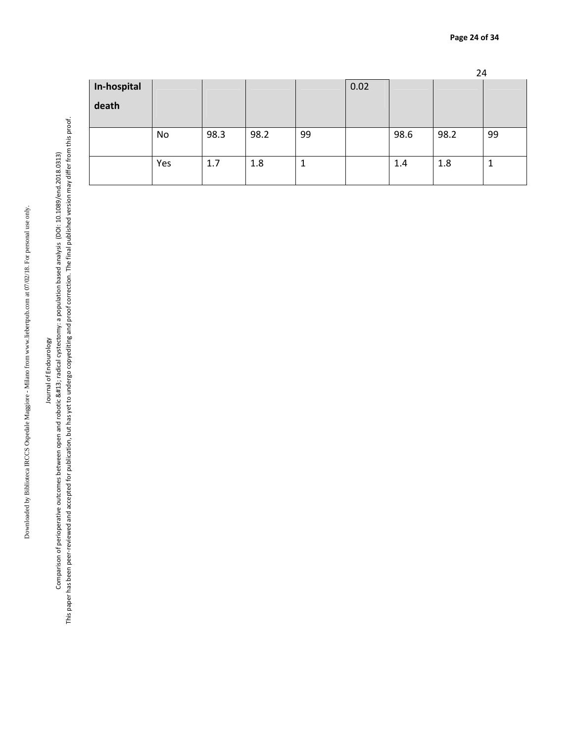| In-hospital death | | | | | 0.02 | | | |
|---|---|---|---|---|---|---|---|---|
| | No | 98.3 | 98.2 | 99 | | 98.6 | 98.2 | 99 |
| | Yes | 1.7 | 1.8 | 1 | | 1.4 | 1.8 | 1 |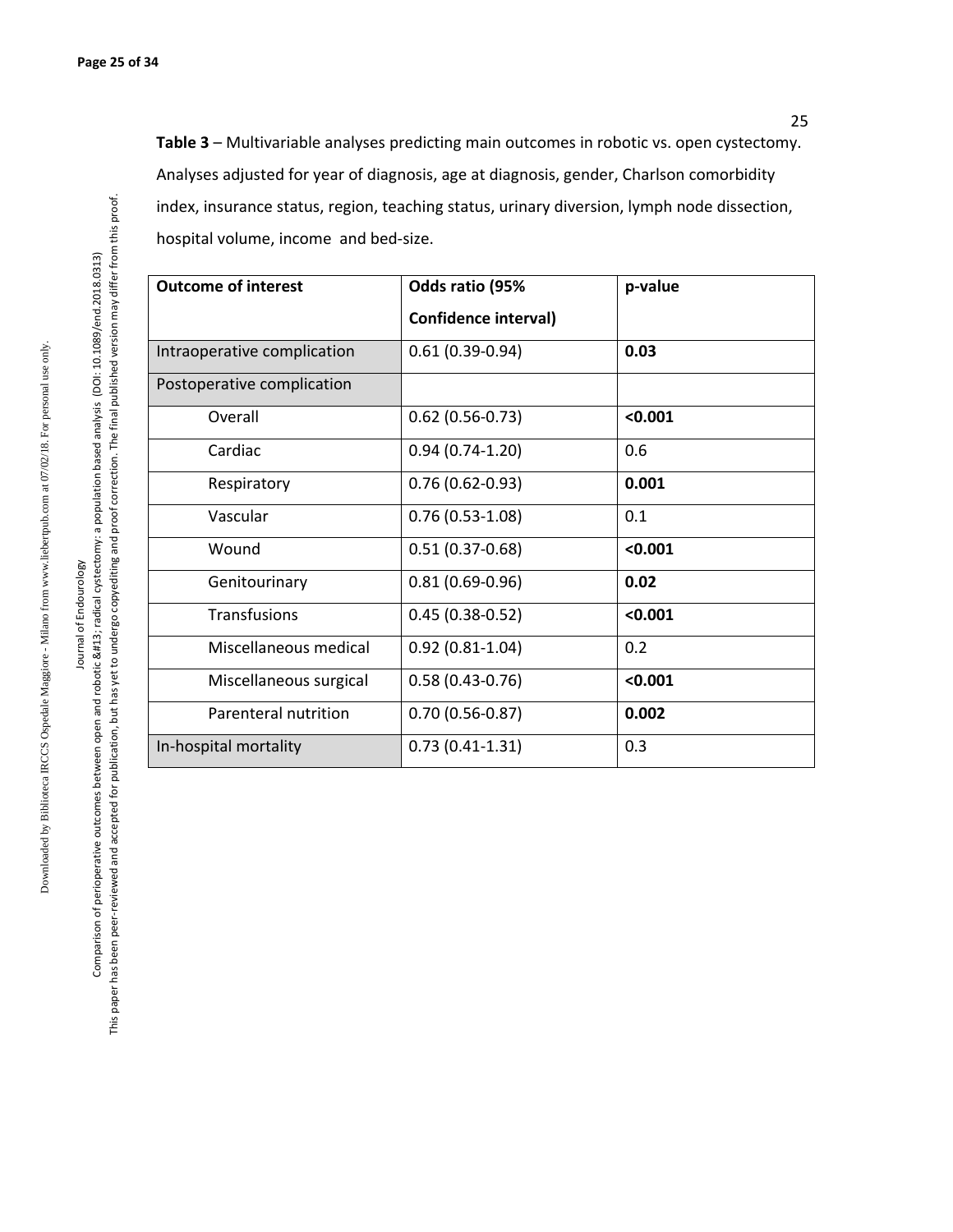**Table 3** – Multivariable analyses predicting main outcomes in robotic vs. open cystectomy. Analyses adjusted for year of diagnosis, age at diagnosis, gender, Charlson comorbidity index, insurance status, region, teaching status, urinary diversion, lymph node dissection, hospital volume, income and bed-size.

| **Outcome of interest** | **Odds ratio (95% Confidence interval)** | **p-value** |
|---|---|---|
| Intraoperative complication | 0.61 (0.39-0.94) | **0.03** |
| Postoperative complication | | |
| Overall | 0.62 (0.56-0.73) | **<0.001** |
| Cardiac | 0.94 (0.74-1.20) | 0.6 |
| Respiratory | 0.76 (0.62-0.93) | **0.001** |
| Vascular | 0.76 (0.53-1.08) | 0.1 |
| Wound | 0.51 (0.37-0.68) | **<0.001** |
| Genitourinary | 0.81 (0.69-0.96) | **0.02** |
| Transfusions | 0.45 (0.38-0.52) | **<0.001** |
| Miscellaneous medical | 0.92 (0.81-1.04) | 0.2 |
| Miscellaneous surgical | 0.58 (0.43-0.76) | **<0.001** |
| Parenteral nutrition | 0.70 (0.56-0.87) | **0.002** |
| In-hospital mortality | 0.73 (0.41-1.31) | 0.3 |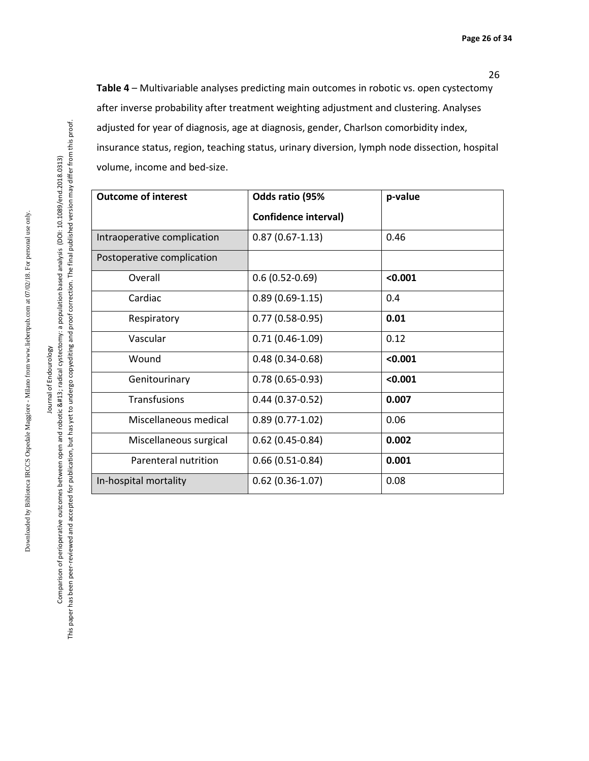**Table 4** – Multivariable analyses predicting main outcomes in robotic vs. open cystectomy after inverse probability after treatment weighting adjustment and clustering. Analyses adjusted for year of diagnosis, age at diagnosis, gender, Charlson comorbidity index, insurance status, region, teaching status, urinary diversion, lymph node dissection, hospital volume, income and bed-size.

| **Outcome of interest** | **Odds ratio (95% Confidence interval)** | **p-value** |
|---|---|---|
| Intraoperative complication | 0.87 (0.67-1.13) | 0.46 |
| Postoperative complication | | |
| Overall | 0.6 (0.52-0.69) | **<0.001** |
| Cardiac | 0.89 (0.69-1.15) | 0.4 |
| Respiratory | 0.77 (0.58-0.95) | **0.01** |
| Vascular | 0.71 (0.46-1.09) | 0.12 |
| Wound | 0.48 (0.34-0.68) | **<0.001** |
| Genitourinary | 0.78 (0.65-0.93) | **<0.001** |
| Transfusions | 0.44 (0.37-0.52) | **0.007** |
| Miscellaneous medical | 0.89 (0.77-1.02) | 0.06 |
| Miscellaneous surgical | 0.62 (0.45-0.84) | **0.002** |
| Parenteral nutrition | 0.66 (0.51-0.84) | **0.001** |
| In-hospital mortality | 0.62 (0.36-1.07) | 0.08 |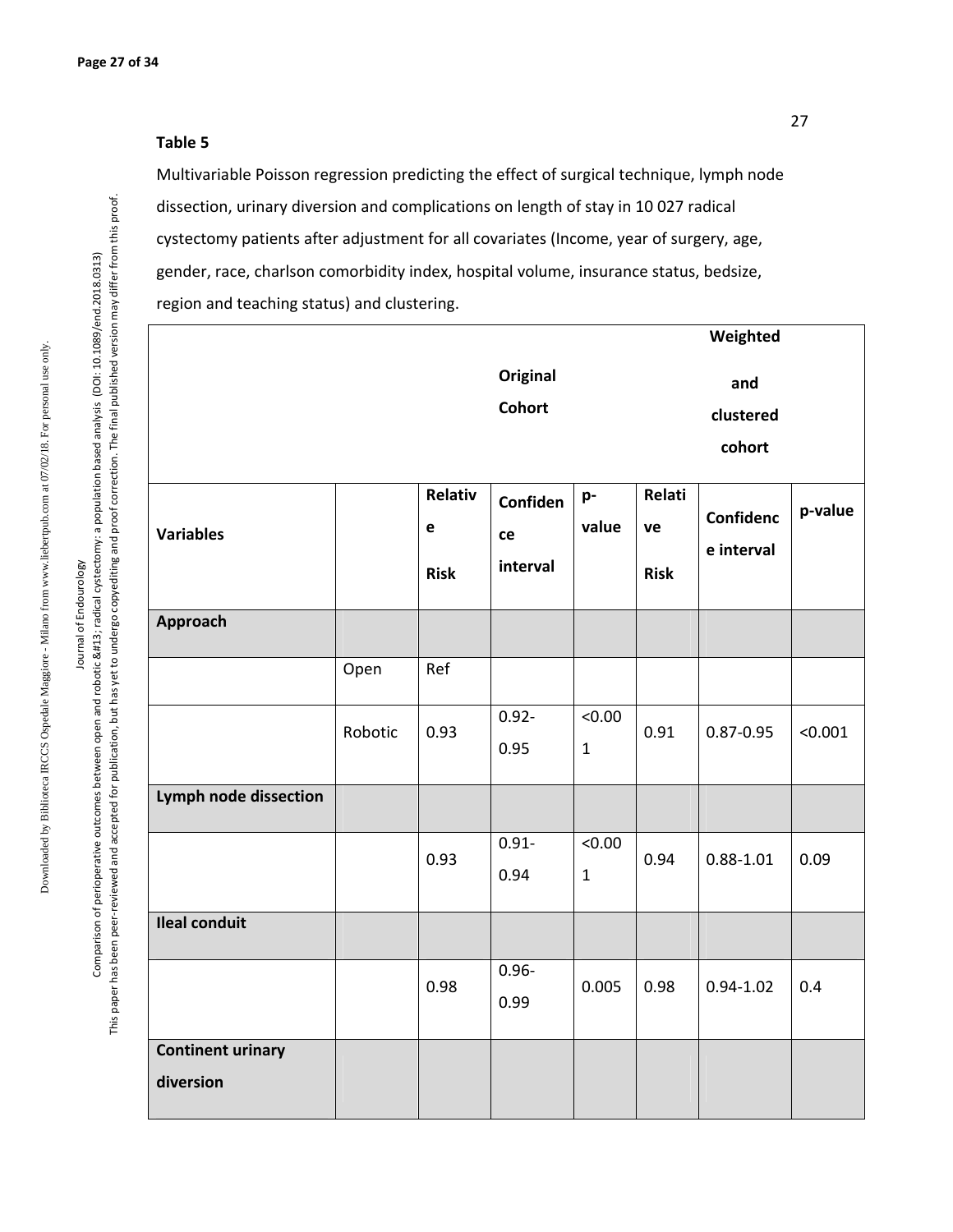**Table 5**

Multivariable Poisson regression predicting the effect of surgical technique, lymph node dissection, urinary diversion and complications on length of stay in 10 027 radical cystectomy patients after adjustment for all covariates (Income, year of surgery, age, gender, race, charlson comorbidity index, hospital volume, insurance status, bedsize, region and teaching status) and clustering.

| | | | Original Cohort | | | Weighted and clustered cohort | |
|---|---|---|---|---|---|---|---|
| **Variables** | | **Relative Risk** | **Confidence interval** | **p-value** | **Relative Risk** | **Confidence interval** | **p-value** |
| **Approach** | | | | | | | |
| | Open | Ref | | | | | |
| | Robotic | 0.93 | 0.92-0.95 | <0.001 | 0.91 | 0.87-0.95 | <0.001 |
| **Lymph node dissection** | | | | | | | |
| | | 0.93 | 0.91-0.94 | <0.001 | 0.94 | 0.88-1.01 | 0.09 |
| **Ileal conduit** | | | | | | | |
| | | 0.98 | 0.96-0.99 | 0.005 | 0.98 | 0.94-1.02 | 0.4 |
| **Continent urinary diversion** | | | | | | | |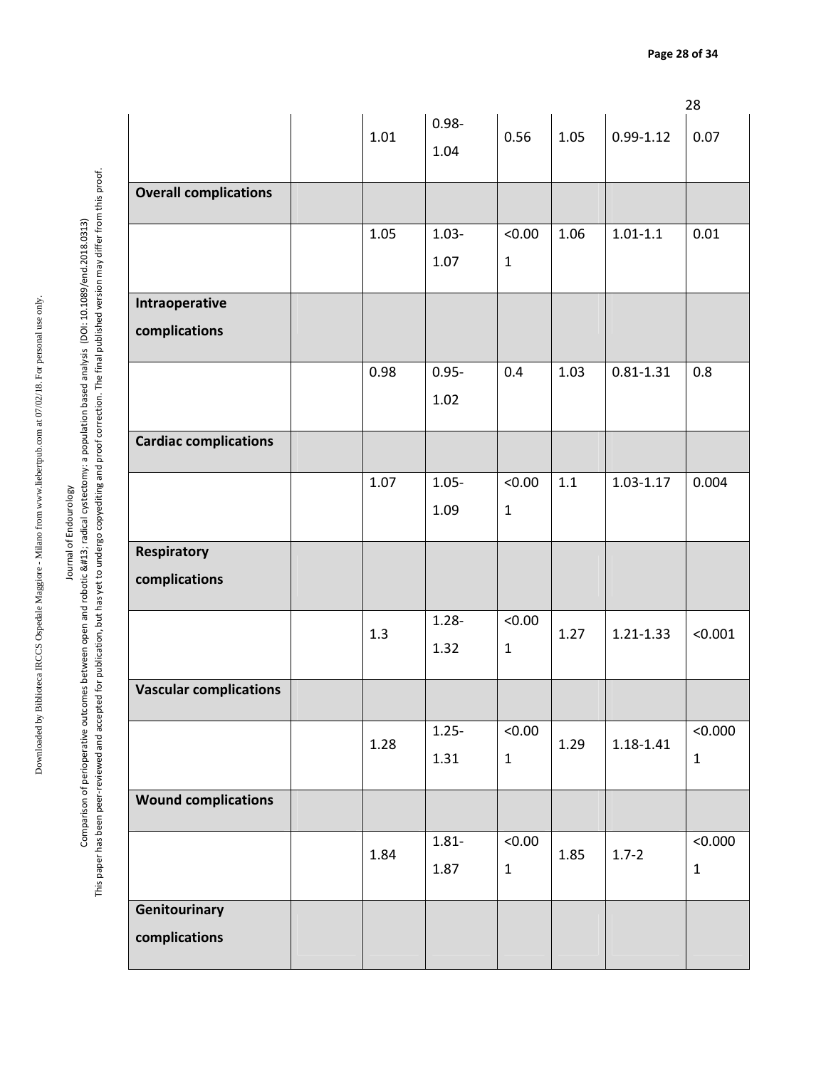| | | | | | | | |
|---|---|---|---|---|---|---|---|
| | | 1.01 | 0.98-1.04 | 0.56 | 1.05 | 0.99-1.12 | 0.07 |
| **Overall complications** | | | | | | | |
| | | 1.05 | 1.03-1.07 | <0.001 | 1.06 | 1.01-1.1 | 0.01 |
| **Intraoperative complications** | | | | | | | |
| | | 0.98 | 0.95-1.02 | 0.4 | 1.03 | 0.81-1.31 | 0.8 |
| **Cardiac complications** | | | | | | | |
| | | 1.07 | 1.05-1.09 | <0.001 | 1.1 | 1.03-1.17 | 0.004 |
| **Respiratory complications** | | | | | | | |
| | | 1.3 | 1.28-1.32 | <0.001 | 1.27 | 1.21-1.33 | <0.001 |
| **Vascular complications** | | | | | | | |
| | | 1.28 | 1.25-1.31 | <0.001 | 1.29 | 1.18-1.41 | <0.0001 |
| **Wound complications** | | | | | | | |
| | | 1.84 | 1.81-1.87 | <0.001 | 1.85 | 1.7-2 | <0.0001 |
| **Genitourinary complications** | | | | | | | |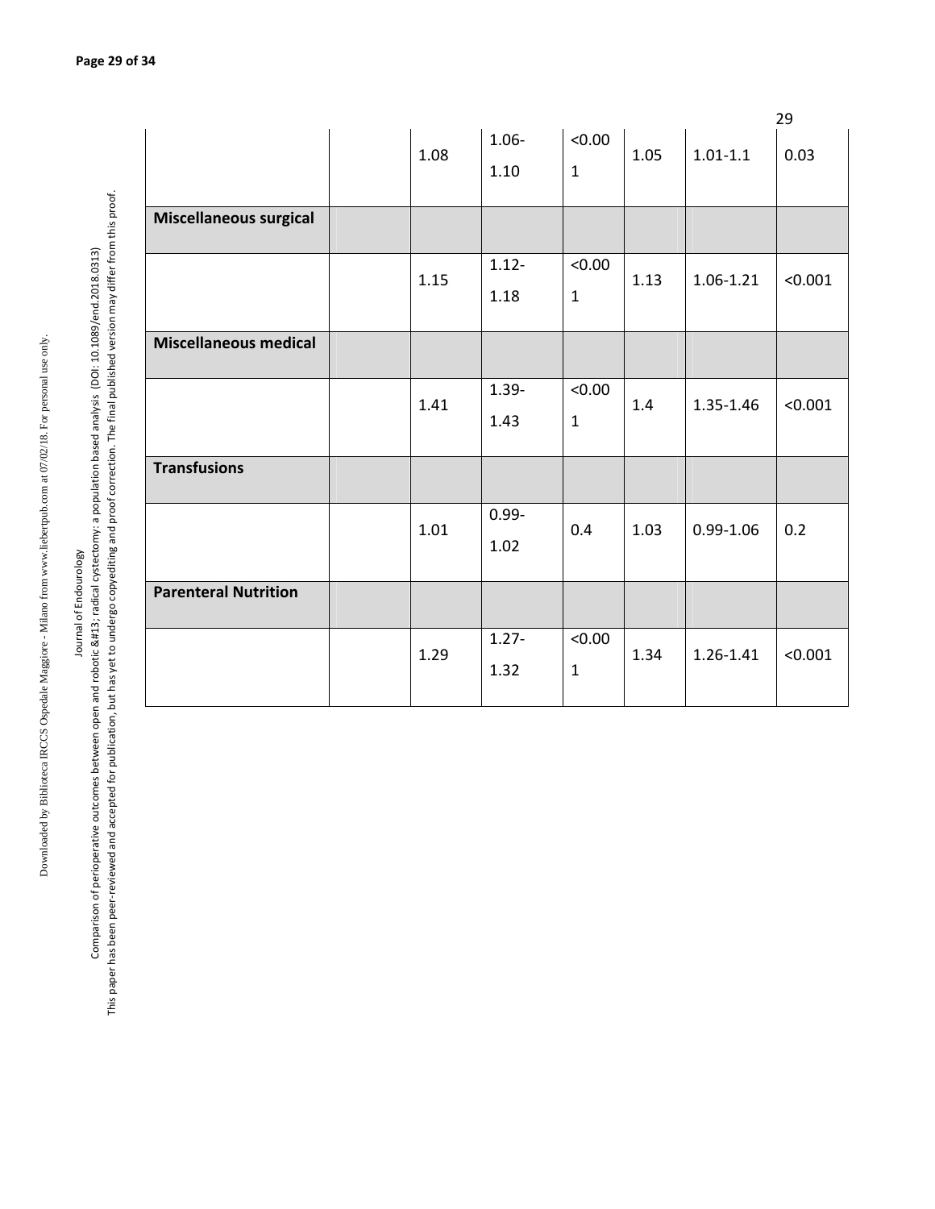| | | | | | | | |
|---|---|---|---|---|---|---|---|
| | | 1.08 | 1.06-1.10 | <0.001 | 1.05 | 1.01-1.1 | 0.03 |
| **Miscellaneous surgical** | | | | | | | |
| | | 1.15 | 1.12-1.18 | <0.001 | 1.13 | 1.06-1.21 | <0.001 |
| **Miscellaneous medical** | | | | | | | |
| | | 1.41 | 1.39-1.43 | <0.001 | 1.4 | 1.35-1.46 | <0.001 |
| **Transfusions** | | | | | | | |
| | | 1.01 | 0.99-1.02 | 0.4 | 1.03 | 0.99-1.06 | 0.2 |
| **Parenteral Nutrition** | | | | | | | |
| | | 1.29 | 1.27-1.32 | <0.001 | 1.34 | 1.26-1.41 | <0.001 |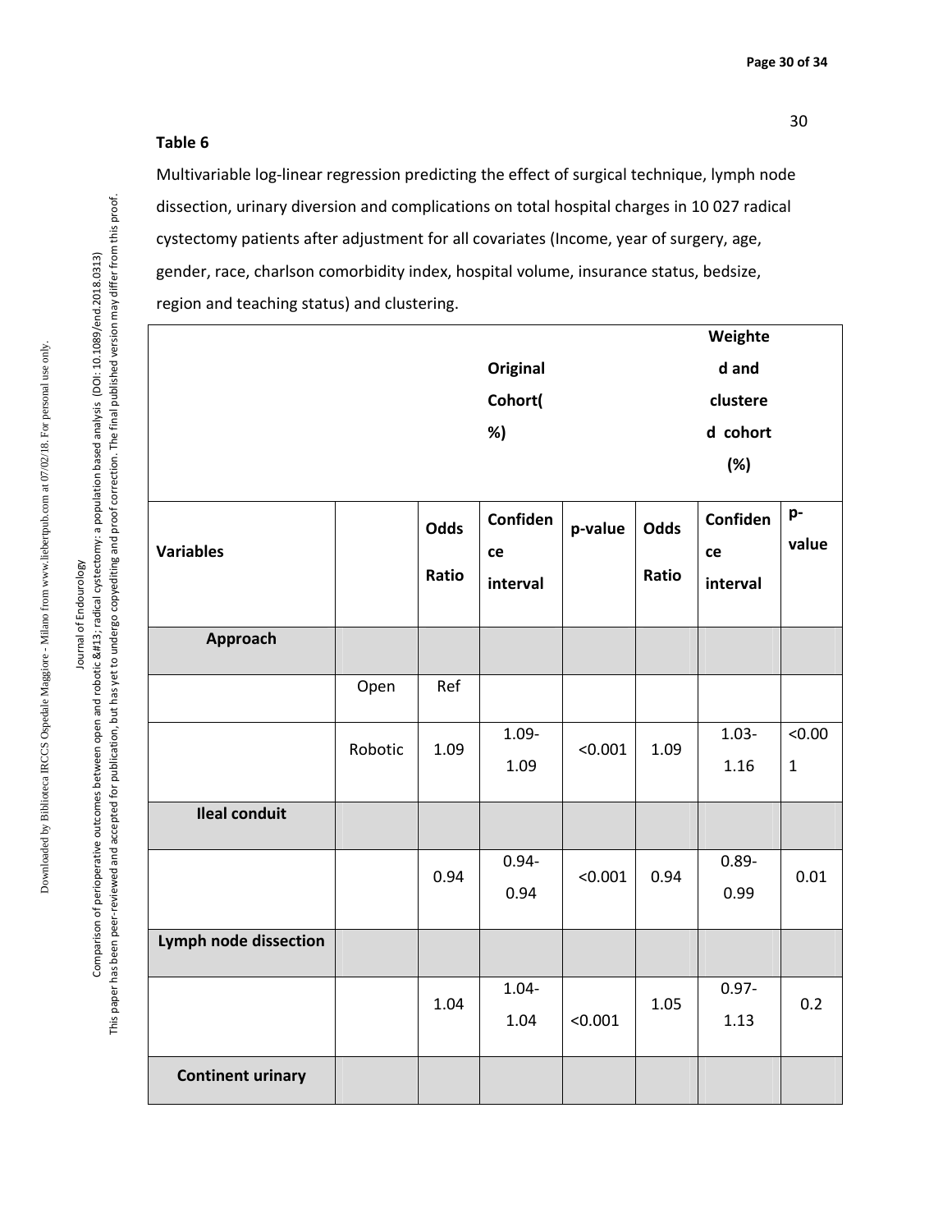**Table 6**

Multivariable log-linear regression predicting the effect of surgical technique, lymph node dissection, urinary diversion and complications on total hospital charges in 10 027 radical cystectomy patients after adjustment for all covariates (Income, year of surgery, age, gender, race, charlson comorbidity index, hospital volume, insurance status, bedsize, region and teaching status) and clustering.

| | | | Original Cohort(%) | | | Weighted and clustered cohort (%) | |
|---|---|---|---|---|---|---|---|
| **Variables** | | **Odds Ratio** | **Confidence interval** | **p-value** | **Odds Ratio** | **Confidence interval** | **p-value** |
| **Approach** | | | | | | | |
| | Open | Ref | | | | | |
| | Robotic | 1.09 | 1.09-1.09 | <0.001 | 1.09 | 1.03-1.16 | <0.001 |
| **Ileal conduit** | | | | | | | |
| | | 0.94 | 0.94-0.94 | <0.001 | 0.94 | 0.89-0.99 | 0.01 |
| **Lymph node dissection** | | | | | | | |
| | | 1.04 | 1.04-1.04 | <0.001 | 1.05 | 0.97-1.13 | 0.2 |
| **Continent urinary** | | | | | | | |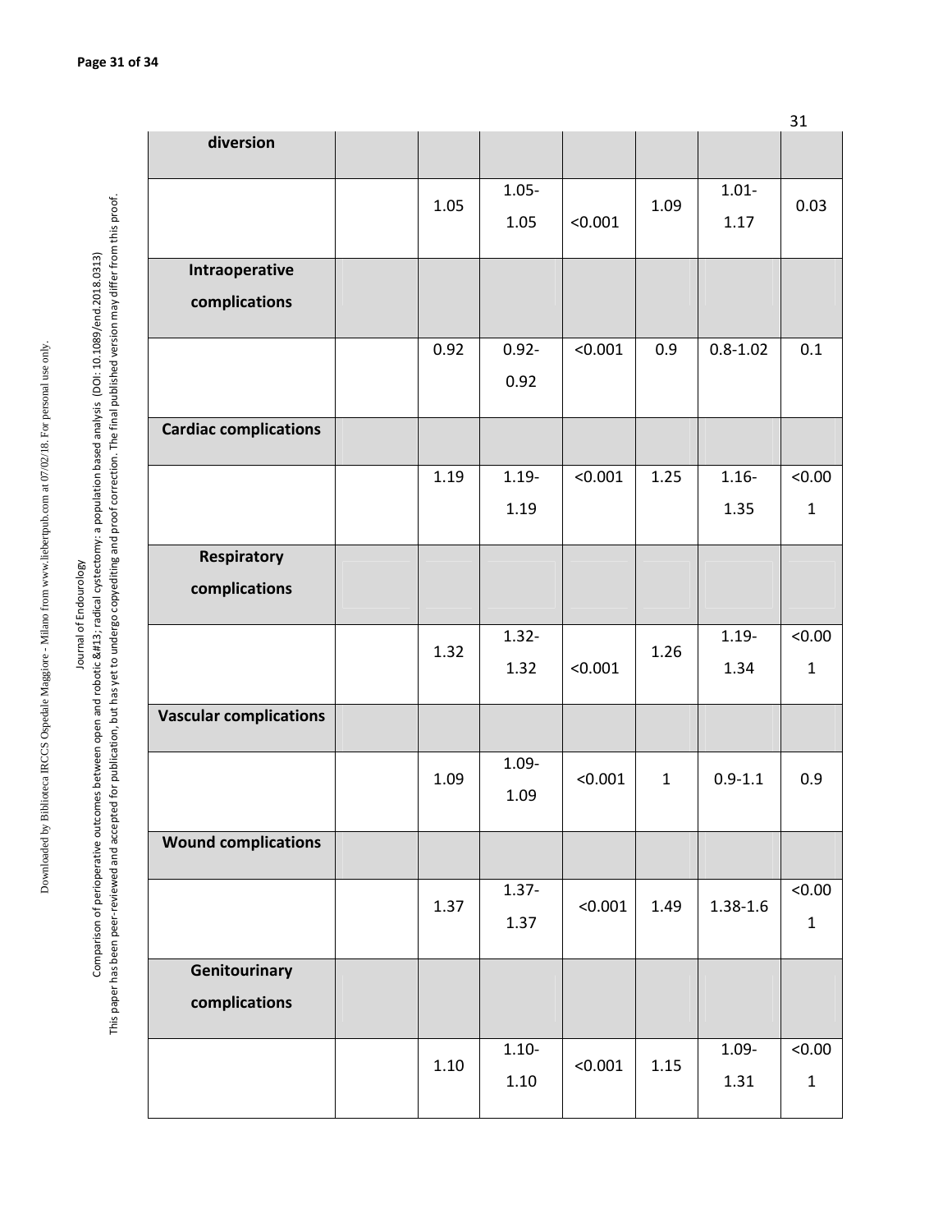| | | | | | | | |
|---|---|---|---|---|---|---|---|
| **diversion** | | | | | | | |
| | | 1.05 | 1.05-1.05 | <0.001 | 1.09 | 1.01-1.17 | 0.03 |
| **Intraoperative complications** | | | | | | | |
| | | 0.92 | 0.92-0.92 | <0.001 | 0.9 | 0.8-1.02 | 0.1 |
| **Cardiac complications** | | | | | | | |
| | | 1.19 | 1.19-1.19 | <0.001 | 1.25 | 1.16-1.35 | <0.001 |
| **Respiratory complications** | | | | | | | |
| | | 1.32 | 1.32-1.32 | <0.001 | 1.26 | 1.19-1.34 | <0.001 |
| **Vascular complications** | | | | | | | |
| | | 1.09 | 1.09-1.09 | <0.001 | 1 | 0.9-1.1 | 0.9 |
| **Wound complications** | | | | | | | |
| | | 1.37 | 1.37-1.37 | <0.001 | 1.49 | 1.38-1.6 | <0.001 |
| **Genitourinary complications** | | | | | | | |
| | | 1.10 | 1.10-1.10 | <0.001 | 1.15 | 1.09-1.31 | <0.001 |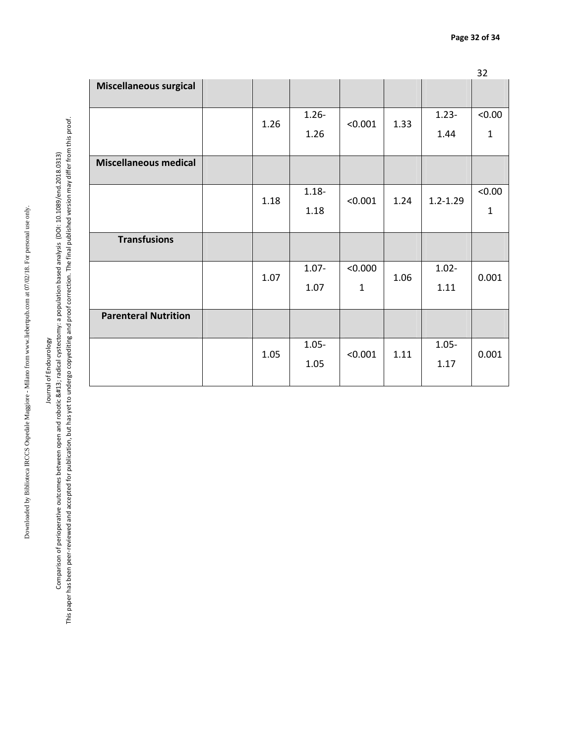| Miscellaneous surgical | | | | | | | |
|---|---|---|---|---|---|---|---|
| | | 1.26 | 1.26-1.26 | <0.001 | 1.33 | 1.23-1.44 | <0.001 |
| **Miscellaneous medical** | | | | | | | |
| | | 1.18 | 1.18-1.18 | <0.001 | 1.24 | 1.2-1.29 | <0.001 |
| **Transfusions** | | | | | | | |
| | | 1.07 | 1.07-1.07 | <0.0001 | 1.06 | 1.02-1.11 | 0.001 |
| **Parenteral Nutrition** | | | | | | | |
| | | 1.05 | 1.05-1.05 | <0.001 | 1.11 | 1.05-1.17 | 0.001 |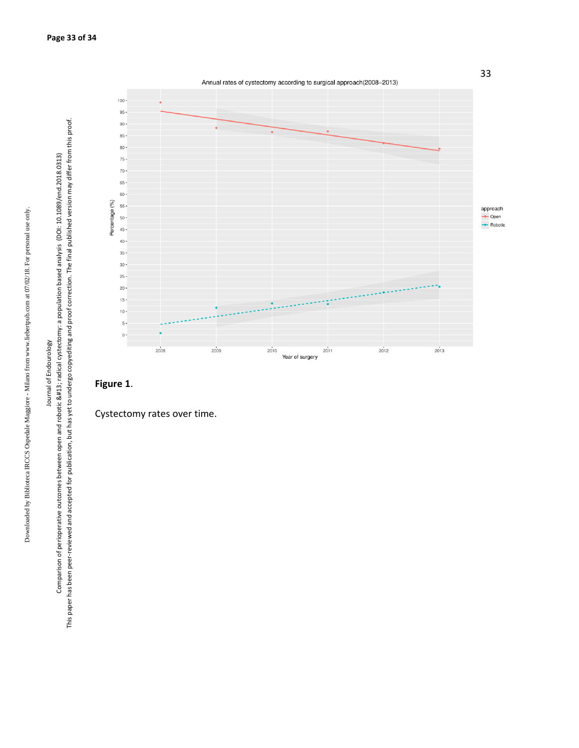**Figure 1**.

Cystectomy rates over time.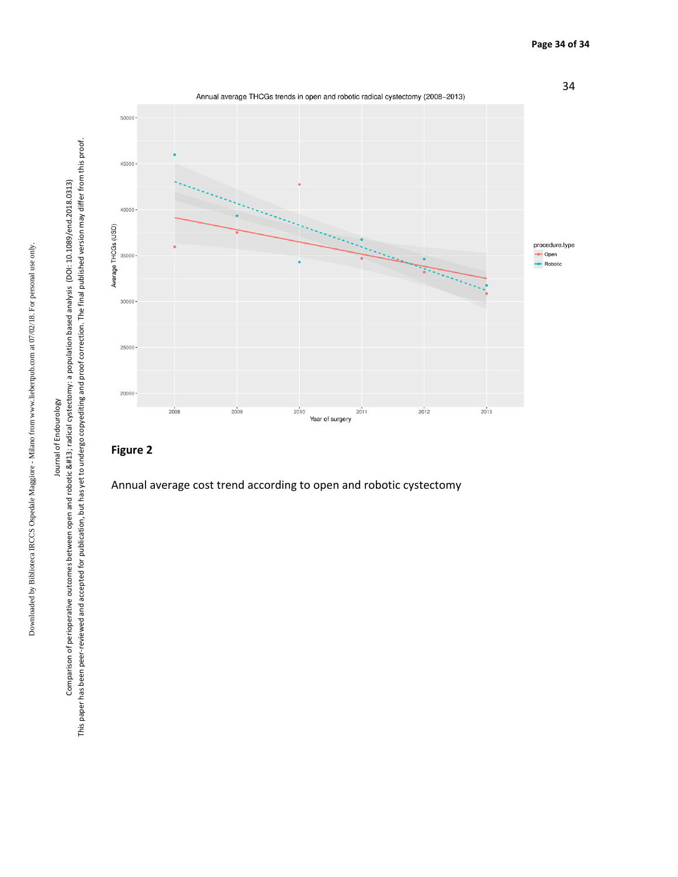Annual average THCGs trends in open and robotic radical cystectomy (2008–2013)

Average THCGs (USD)

50000
45000
40000
35000
30000
25000
20000

2008 2009 2010 2011 2012 2013

Year of surgery

procedure.type
Open
Robotic

## Figure 2

Annual average cost trend according to open and robotic cystectomy